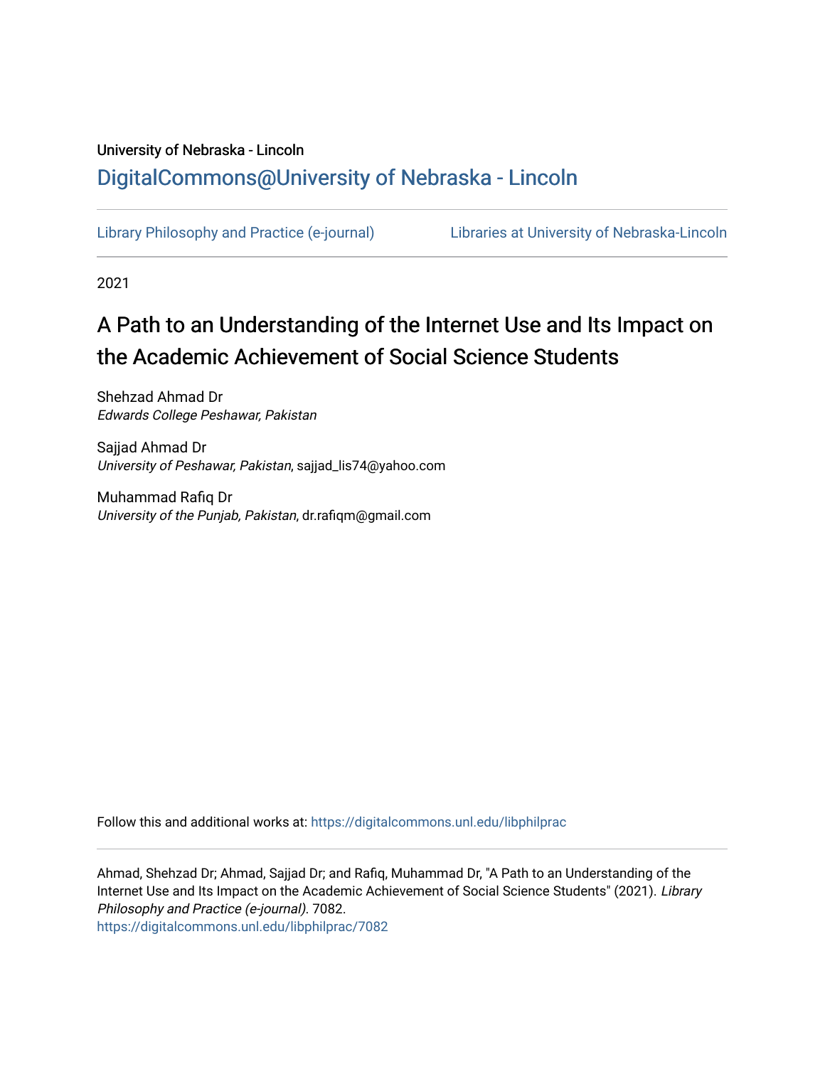University of Nebraska - Lincoln

## DigitalCommons@University of Nebraska - Lincoln

Library Philosophy and Practice (e-journal) | Libraries at University of Nebraska-Lincoln

2021

# A Path to an Understanding of the Internet Use and Its Impact on the Academic Achievement of Social Science Students

Shehzad Ahmad Dr
*Edwards College Peshawar, Pakistan*

Sajjad Ahmad Dr
*University of Peshawar, Pakistan*, sajjad_lis74@yahoo.com

Muhammad Rafiq Dr
*University of the Punjab, Pakistan*, dr.rafiqm@gmail.com

Follow this and additional works at: https://digitalcommons.unl.edu/libphilprac

Ahmad, Shehzad Dr; Ahmad, Sajjad Dr; and Rafiq, Muhammad Dr, "A Path to an Understanding of the Internet Use and Its Impact on the Academic Achievement of Social Science Students" (2021). *Library Philosophy and Practice (e-journal)*. 7082.
https://digitalcommons.unl.edu/libphilprac/7082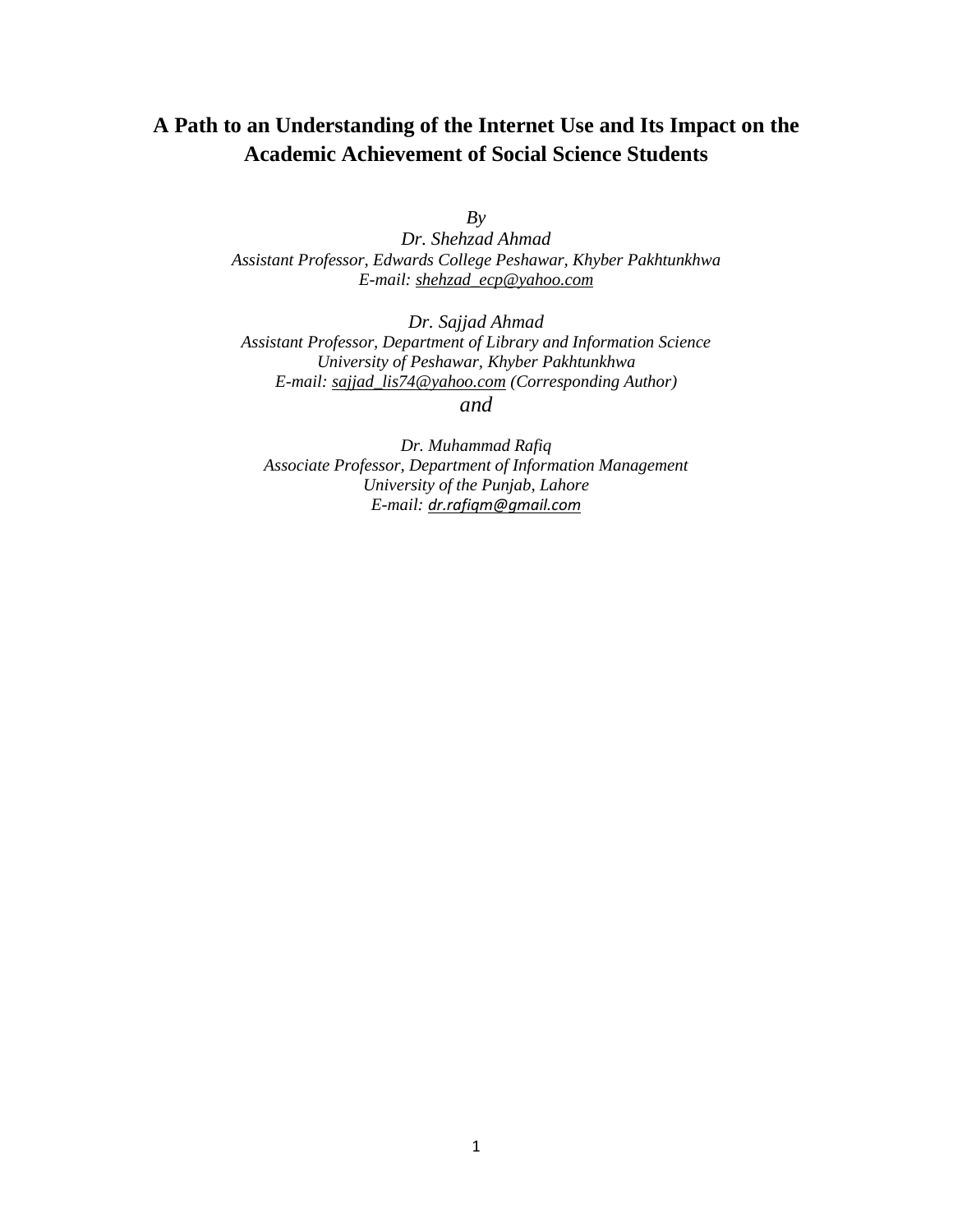# A Path to an Understanding of the Internet Use and Its Impact on the Academic Achievement of Social Science Students

*By*

*Dr. Shehzad Ahmad*
*Assistant Professor, Edwards College Peshawar, Khyber Pakhtunkhwa*
*E-mail: shehzad_ecp@yahoo.com*

*Dr. Sajjad Ahmad*
*Assistant Professor, Department of Library and Information Science*
*University of Peshawar, Khyber Pakhtunkhwa*
*E-mail: sajjad_lis74@yahoo.com (Corresponding Author)*

*and*

*Dr. Muhammad Rafiq*
*Associate Professor, Department of Information Management*
*University of the Punjab, Lahore*
*E-mail: dr.rafiqm@gmail.com*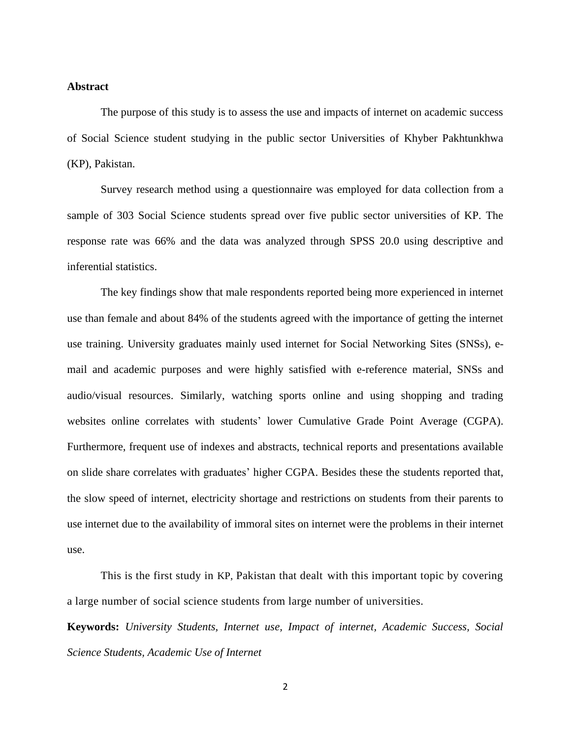**Abstract**

The purpose of this study is to assess the use and impacts of internet on academic success of Social Science student studying in the public sector Universities of Khyber Pakhtunkhwa (KP), Pakistan.

Survey research method using a questionnaire was employed for data collection from a sample of 303 Social Science students spread over five public sector universities of KP. The response rate was 66% and the data was analyzed through SPSS 20.0 using descriptive and inferential statistics.

The key findings show that male respondents reported being more experienced in internet use than female and about 84% of the students agreed with the importance of getting the internet use training. University graduates mainly used internet for Social Networking Sites (SNSs), e-mail and academic purposes and were highly satisfied with e-reference material, SNSs and audio/visual resources. Similarly, watching sports online and using shopping and trading websites online correlates with students' lower Cumulative Grade Point Average (CGPA). Furthermore, frequent use of indexes and abstracts, technical reports and presentations available on slide share correlates with graduates' higher CGPA. Besides these the students reported that, the slow speed of internet, electricity shortage and restrictions on students from their parents to use internet due to the availability of immoral sites on internet were the problems in their internet use.

This is the first study in KP, Pakistan that dealt with this important topic by covering a large number of social science students from large number of universities.

**Keywords:** *University Students, Internet use, Impact of internet, Academic Success, Social Science Students, Academic Use of Internet*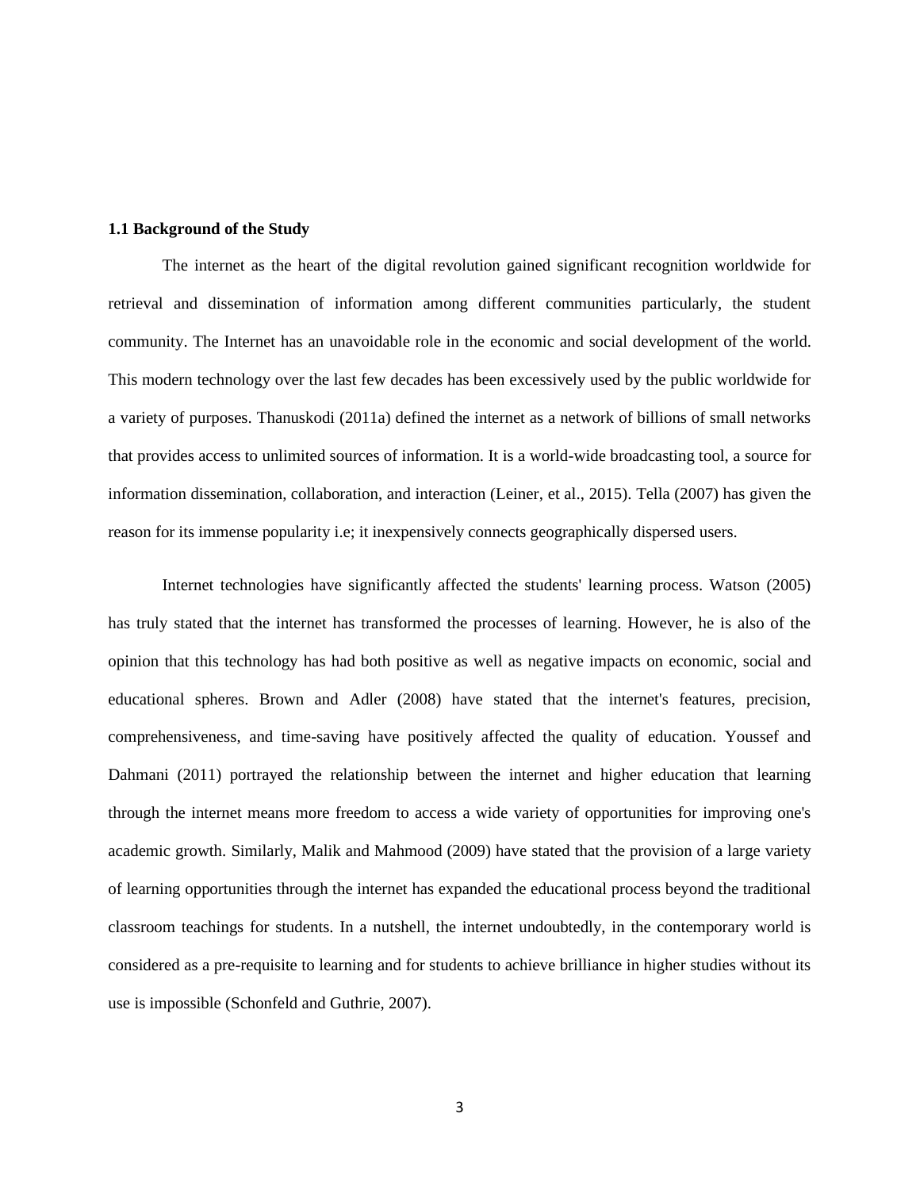**1.1 Background of the Study**

The internet as the heart of the digital revolution gained significant recognition worldwide for retrieval and dissemination of information among different communities particularly, the student community. The Internet has an unavoidable role in the economic and social development of the world. This modern technology over the last few decades has been excessively used by the public worldwide for a variety of purposes. Thanuskodi (2011a) defined the internet as a network of billions of small networks that provides access to unlimited sources of information. It is a world-wide broadcasting tool, a source for information dissemination, collaboration, and interaction (Leiner, et al., 2015). Tella (2007) has given the reason for its immense popularity i.e; it inexpensively connects geographically dispersed users.

Internet technologies have significantly affected the students' learning process. Watson (2005) has truly stated that the internet has transformed the processes of learning. However, he is also of the opinion that this technology has had both positive as well as negative impacts on economic, social and educational spheres. Brown and Adler (2008) have stated that the internet's features, precision, comprehensiveness, and time-saving have positively affected the quality of education. Youssef and Dahmani (2011) portrayed the relationship between the internet and higher education that learning through the internet means more freedom to access a wide variety of opportunities for improving one's academic growth. Similarly, Malik and Mahmood (2009) have stated that the provision of a large variety of learning opportunities through the internet has expanded the educational process beyond the traditional classroom teachings for students. In a nutshell, the internet undoubtedly, in the contemporary world is considered as a pre-requisite to learning and for students to achieve brilliance in higher studies without its use is impossible (Schonfeld and Guthrie, 2007).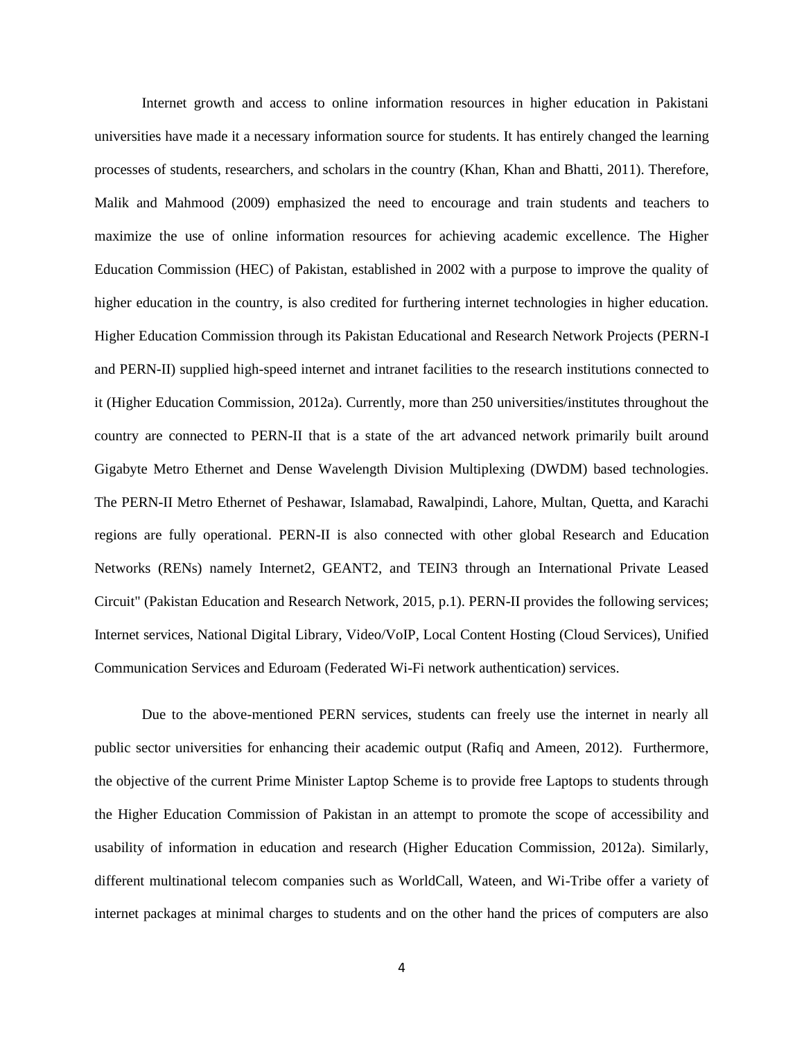Internet growth and access to online information resources in higher education in Pakistani universities have made it a necessary information source for students. It has entirely changed the learning processes of students, researchers, and scholars in the country (Khan, Khan and Bhatti, 2011). Therefore, Malik and Mahmood (2009) emphasized the need to encourage and train students and teachers to maximize the use of online information resources for achieving academic excellence. The Higher Education Commission (HEC) of Pakistan, established in 2002 with a purpose to improve the quality of higher education in the country, is also credited for furthering internet technologies in higher education. Higher Education Commission through its Pakistan Educational and Research Network Projects (PERN-I and PERN-II) supplied high-speed internet and intranet facilities to the research institutions connected to it (Higher Education Commission, 2012a). Currently, more than 250 universities/institutes throughout the country are connected to PERN-II that is a state of the art advanced network primarily built around Gigabyte Metro Ethernet and Dense Wavelength Division Multiplexing (DWDM) based technologies. The PERN-II Metro Ethernet of Peshawar, Islamabad, Rawalpindi, Lahore, Multan, Quetta, and Karachi regions are fully operational. PERN-II is also connected with other global Research and Education Networks (RENs) namely Internet2, GEANT2, and TEIN3 through an International Private Leased Circuit" (Pakistan Education and Research Network, 2015, p.1). PERN-II provides the following services; Internet services, National Digital Library, Video/VoIP, Local Content Hosting (Cloud Services), Unified Communication Services and Eduroam (Federated Wi-Fi network authentication) services.

Due to the above-mentioned PERN services, students can freely use the internet in nearly all public sector universities for enhancing their academic output (Rafiq and Ameen, 2012). Furthermore, the objective of the current Prime Minister Laptop Scheme is to provide free Laptops to students through the Higher Education Commission of Pakistan in an attempt to promote the scope of accessibility and usability of information in education and research (Higher Education Commission, 2012a). Similarly, different multinational telecom companies such as WorldCall, Wateen, and Wi-Tribe offer a variety of internet packages at minimal charges to students and on the other hand the prices of computers are also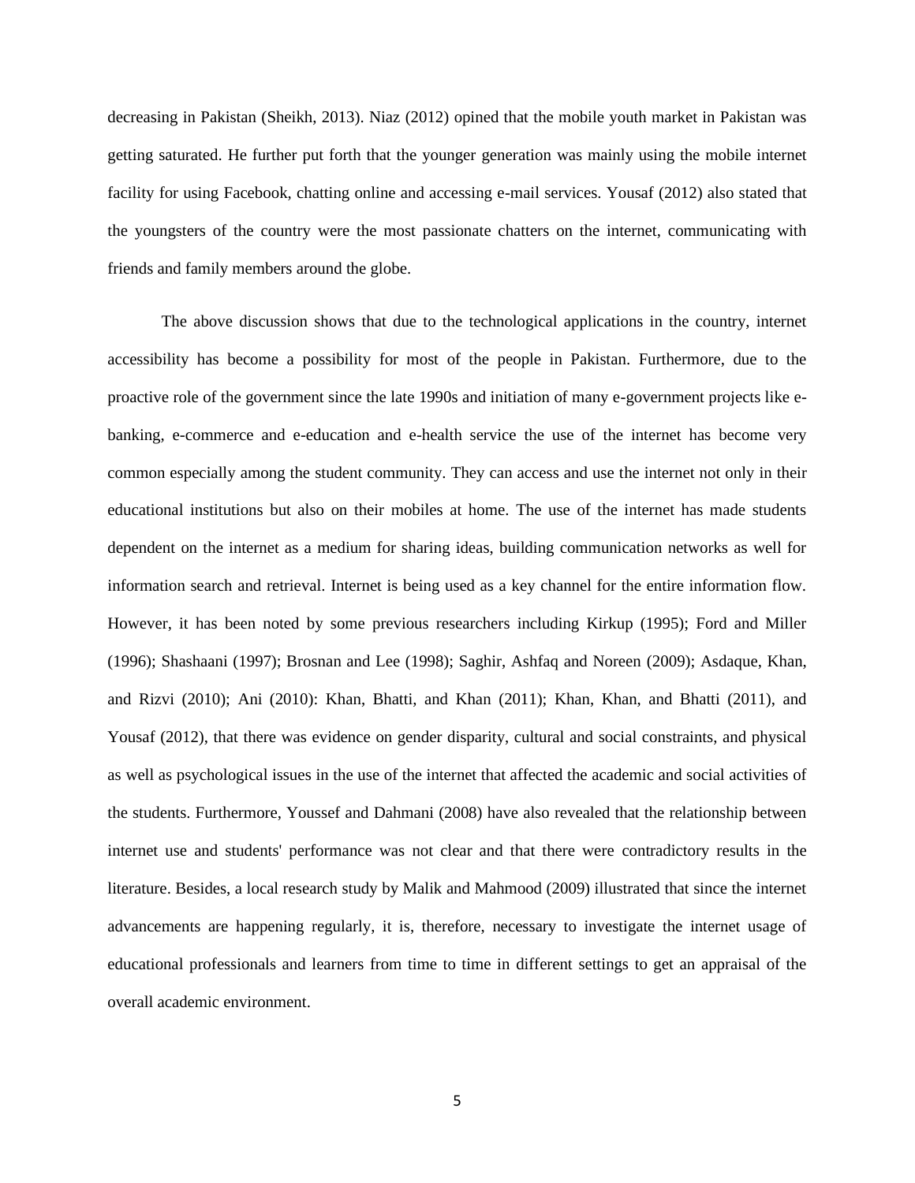decreasing in Pakistan (Sheikh, 2013). Niaz (2012) opined that the mobile youth market in Pakistan was getting saturated. He further put forth that the younger generation was mainly using the mobile internet facility for using Facebook, chatting online and accessing e-mail services. Yousaf (2012) also stated that the youngsters of the country were the most passionate chatters on the internet, communicating with friends and family members around the globe.

The above discussion shows that due to the technological applications in the country, internet accessibility has become a possibility for most of the people in Pakistan. Furthermore, due to the proactive role of the government since the late 1990s and initiation of many e-government projects like e-banking, e-commerce and e-education and e-health service the use of the internet has become very common especially among the student community. They can access and use the internet not only in their educational institutions but also on their mobiles at home. The use of the internet has made students dependent on the internet as a medium for sharing ideas, building communication networks as well for information search and retrieval. Internet is being used as a key channel for the entire information flow. However, it has been noted by some previous researchers including Kirkup (1995); Ford and Miller (1996); Shashaani (1997); Brosnan and Lee (1998); Saghir, Ashfaq and Noreen (2009); Asdaque, Khan, and Rizvi (2010); Ani (2010): Khan, Bhatti, and Khan (2011); Khan, Khan, and Bhatti (2011), and Yousaf (2012), that there was evidence on gender disparity, cultural and social constraints, and physical as well as psychological issues in the use of the internet that affected the academic and social activities of the students. Furthermore, Youssef and Dahmani (2008) have also revealed that the relationship between internet use and students' performance was not clear and that there were contradictory results in the literature. Besides, a local research study by Malik and Mahmood (2009) illustrated that since the internet advancements are happening regularly, it is, therefore, necessary to investigate the internet usage of educational professionals and learners from time to time in different settings to get an appraisal of the overall academic environment.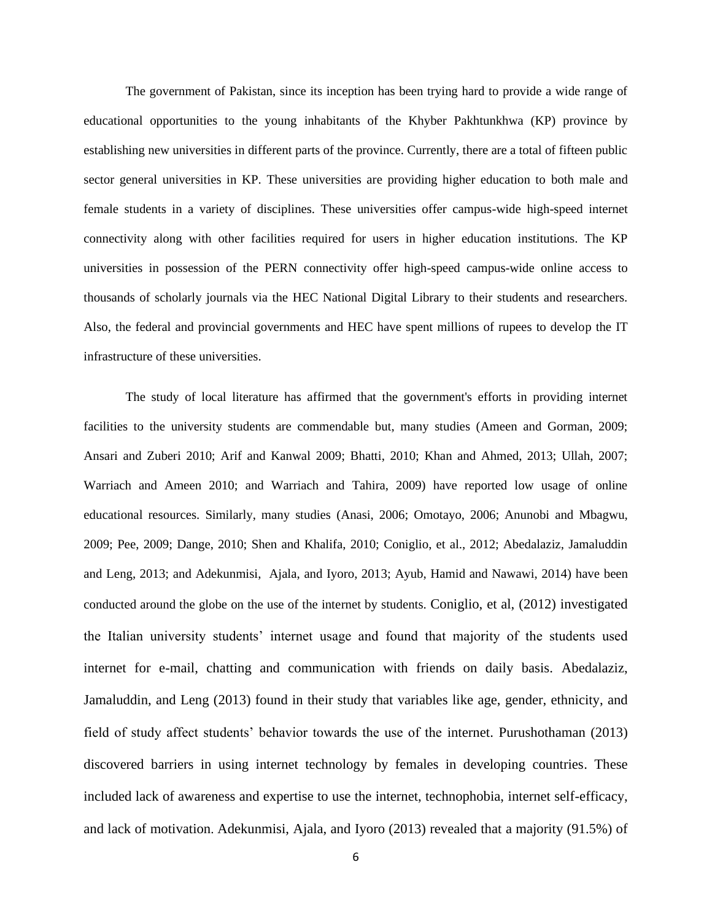The government of Pakistan, since its inception has been trying hard to provide a wide range of educational opportunities to the young inhabitants of the Khyber Pakhtunkhwa (KP) province by establishing new universities in different parts of the province. Currently, there are a total of fifteen public sector general universities in KP. These universities are providing higher education to both male and female students in a variety of disciplines. These universities offer campus-wide high-speed internet connectivity along with other facilities required for users in higher education institutions. The KP universities in possession of the PERN connectivity offer high-speed campus-wide online access to thousands of scholarly journals via the HEC National Digital Library to their students and researchers. Also, the federal and provincial governments and HEC have spent millions of rupees to develop the IT infrastructure of these universities.

The study of local literature has affirmed that the government's efforts in providing internet facilities to the university students are commendable but, many studies (Ameen and Gorman, 2009; Ansari and Zuberi 2010; Arif and Kanwal 2009; Bhatti, 2010; Khan and Ahmed, 2013; Ullah, 2007; Warriach and Ameen 2010; and Warriach and Tahira, 2009) have reported low usage of online educational resources. Similarly, many studies (Anasi, 2006; Omotayo, 2006; Anunobi and Mbagwu, 2009; Pee, 2009; Dange, 2010; Shen and Khalifa, 2010; Coniglio, et al., 2012; Abedalaziz, Jamaluddin and Leng, 2013; and Adekunmisi, Ajala, and Iyoro, 2013; Ayub, Hamid and Nawawi, 2014) have been conducted around the globe on the use of the internet by students. Coniglio, et al, (2012) investigated the Italian university students' internet usage and found that majority of the students used internet for e-mail, chatting and communication with friends on daily basis. Abedalaziz, Jamaluddin, and Leng (2013) found in their study that variables like age, gender, ethnicity, and field of study affect students' behavior towards the use of the internet. Purushothaman (2013) discovered barriers in using internet technology by females in developing countries. These included lack of awareness and expertise to use the internet, technophobia, internet self-efficacy, and lack of motivation. Adekunmisi, Ajala, and Iyoro (2013) revealed that a majority (91.5%) of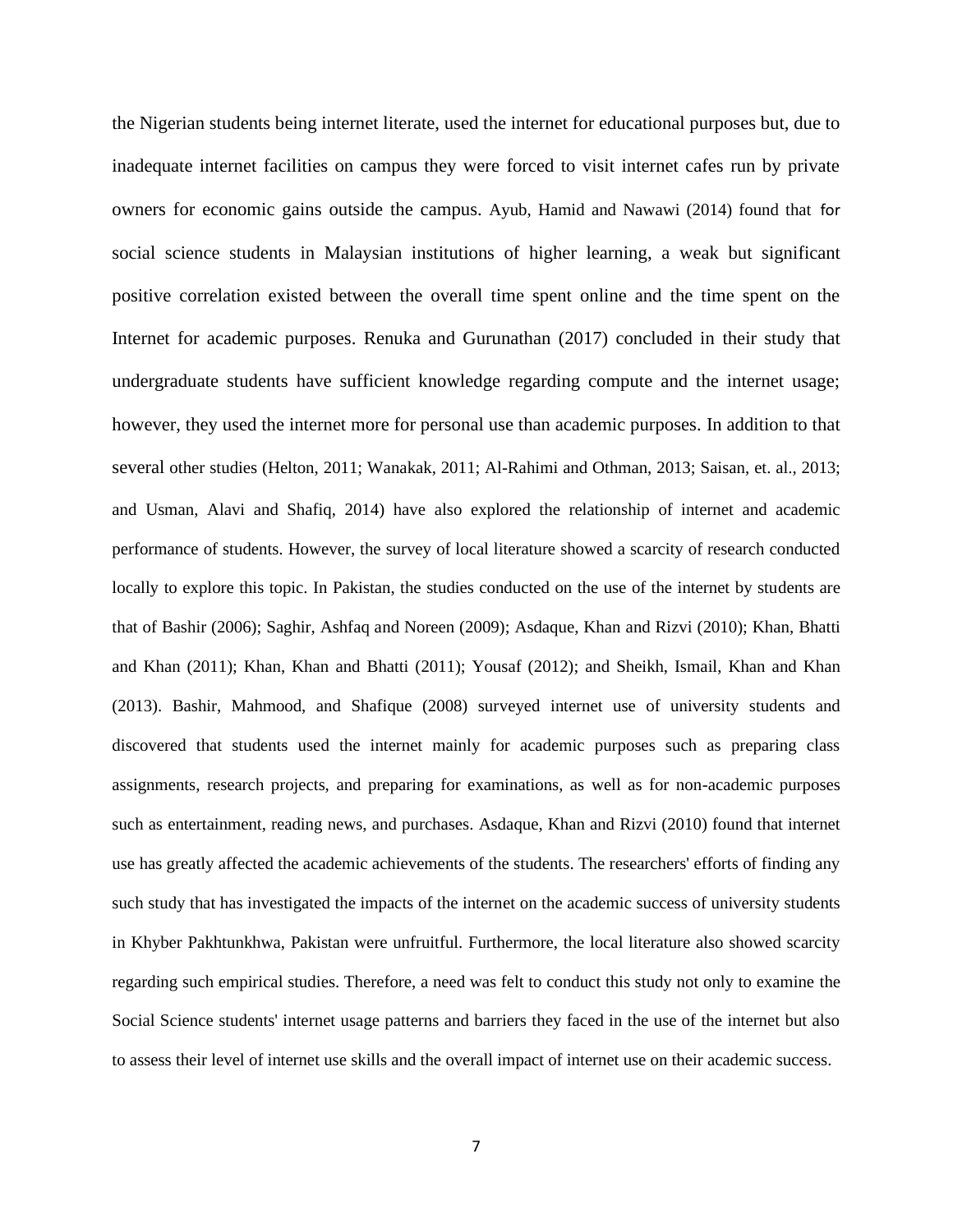the Nigerian students being internet literate, used the internet for educational purposes but, due to inadequate internet facilities on campus they were forced to visit internet cafes run by private owners for economic gains outside the campus. Ayub, Hamid and Nawawi (2014) found that for social science students in Malaysian institutions of higher learning, a weak but significant positive correlation existed between the overall time spent online and the time spent on the Internet for academic purposes. Renuka and Gurunathan (2017) concluded in their study that undergraduate students have sufficient knowledge regarding compute and the internet usage; however, they used the internet more for personal use than academic purposes. In addition to that several other studies (Helton, 2011; Wanakak, 2011; Al-Rahimi and Othman, 2013; Saisan, et. al., 2013; and Usman, Alavi and Shafiq, 2014) have also explored the relationship of internet and academic performance of students. However, the survey of local literature showed a scarcity of research conducted locally to explore this topic. In Pakistan, the studies conducted on the use of the internet by students are that of Bashir (2006); Saghir, Ashfaq and Noreen (2009); Asdaque, Khan and Rizvi (2010); Khan, Bhatti and Khan (2011); Khan, Khan and Bhatti (2011); Yousaf (2012); and Sheikh, Ismail, Khan and Khan (2013). Bashir, Mahmood, and Shafique (2008) surveyed internet use of university students and discovered that students used the internet mainly for academic purposes such as preparing class assignments, research projects, and preparing for examinations, as well as for non-academic purposes such as entertainment, reading news, and purchases. Asdaque, Khan and Rizvi (2010) found that internet use has greatly affected the academic achievements of the students. The researchers' efforts of finding any such study that has investigated the impacts of the internet on the academic success of university students in Khyber Pakhtunkhwa, Pakistan were unfruitful. Furthermore, the local literature also showed scarcity regarding such empirical studies. Therefore, a need was felt to conduct this study not only to examine the Social Science students' internet usage patterns and barriers they faced in the use of the internet but also to assess their level of internet use skills and the overall impact of internet use on their academic success.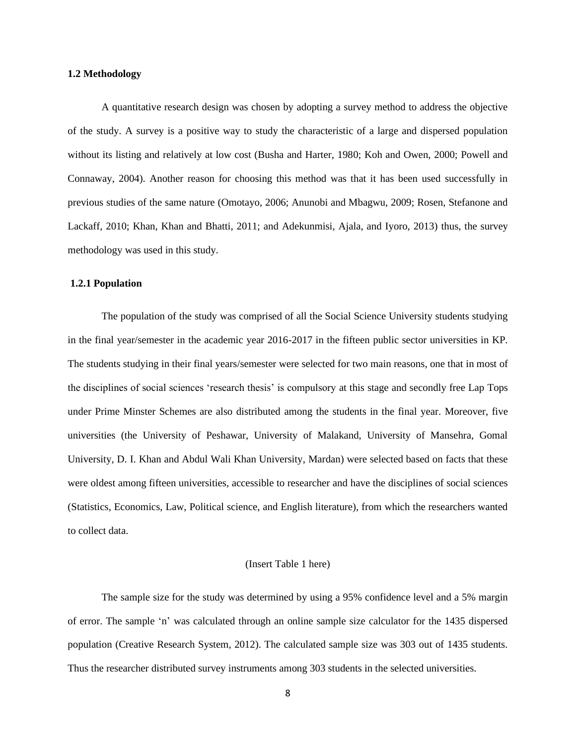### 1.2 Methodology

A quantitative research design was chosen by adopting a survey method to address the objective of the study. A survey is a positive way to study the characteristic of a large and dispersed population without its listing and relatively at low cost (Busha and Harter, 1980; Koh and Owen, 2000; Powell and Connaway, 2004). Another reason for choosing this method was that it has been used successfully in previous studies of the same nature (Omotayo, 2006; Anunobi and Mbagwu, 2009; Rosen, Stefanone and Lackaff, 2010; Khan, Khan and Bhatti, 2011; and Adekunmisi, Ajala, and Iyoro, 2013) thus, the survey methodology was used in this study.

#### 1.2.1 Population

The population of the study was comprised of all the Social Science University students studying in the final year/semester in the academic year 2016-2017 in the fifteen public sector universities in KP. The students studying in their final years/semester were selected for two main reasons, one that in most of the disciplines of social sciences 'research thesis' is compulsory at this stage and secondly free Lap Tops under Prime Minster Schemes are also distributed among the students in the final year. Moreover, five universities (the University of Peshawar, University of Malakand, University of Mansehra, Gomal University, D. I. Khan and Abdul Wali Khan University, Mardan) were selected based on facts that these were oldest among fifteen universities, accessible to researcher and have the disciplines of social sciences (Statistics, Economics, Law, Political science, and English literature), from which the researchers wanted to collect data.

(Insert Table 1 here)

The sample size for the study was determined by using a 95% confidence level and a 5% margin of error. The sample 'n' was calculated through an online sample size calculator for the 1435 dispersed population (Creative Research System, 2012). The calculated sample size was 303 out of 1435 students. Thus the researcher distributed survey instruments among 303 students in the selected universities.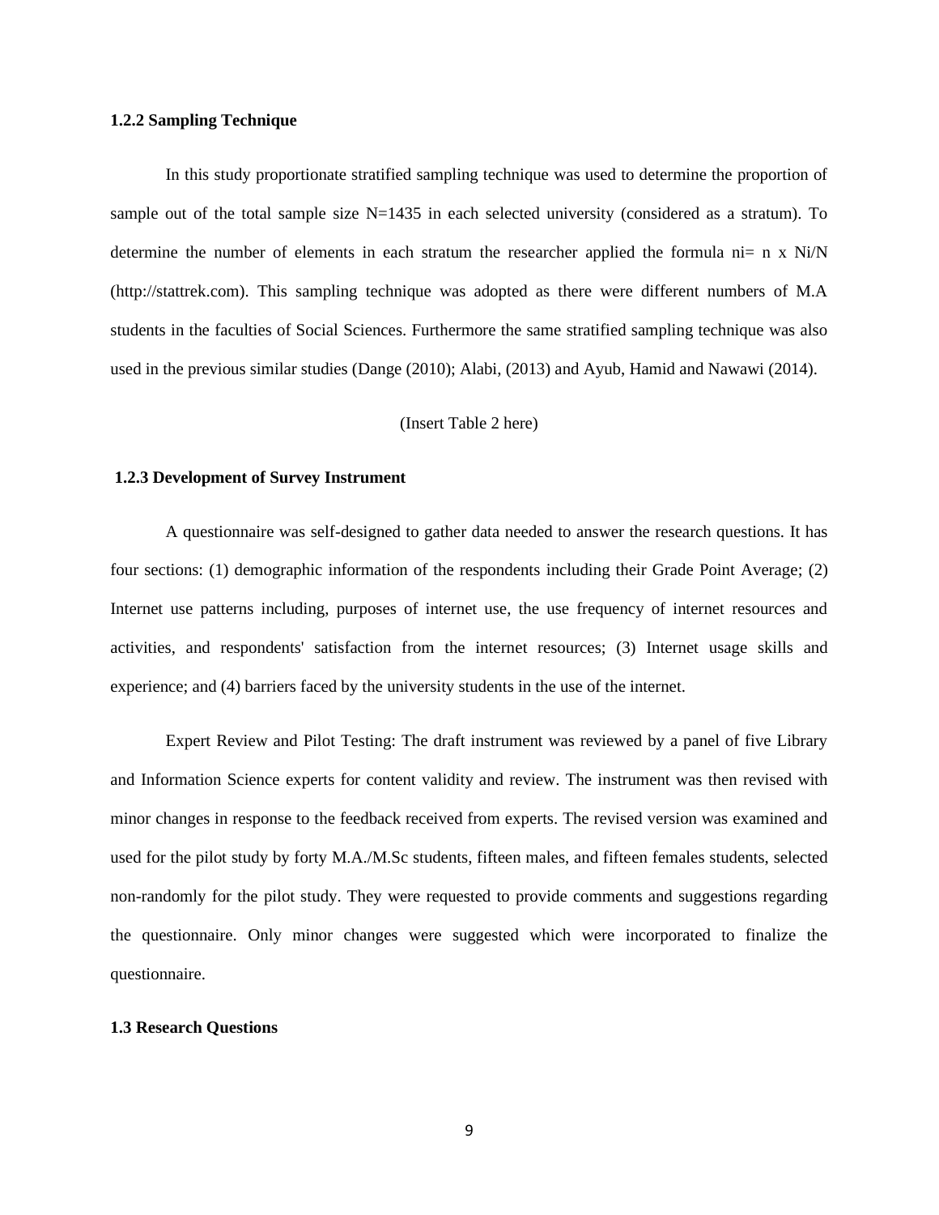### 1.2.2 Sampling Technique

In this study proportionate stratified sampling technique was used to determine the proportion of sample out of the total sample size N=1435 in each selected university (considered as a stratum). To determine the number of elements in each stratum the researcher applied the formula ni= n x Ni/N (http://stattrek.com). This sampling technique was adopted as there were different numbers of M.A students in the faculties of Social Sciences. Furthermore the same stratified sampling technique was also used in the previous similar studies (Dange (2010); Alabi, (2013) and Ayub, Hamid and Nawawi (2014).

(Insert Table 2 here)

### 1.2.3 Development of Survey Instrument

A questionnaire was self-designed to gather data needed to answer the research questions. It has four sections: (1) demographic information of the respondents including their Grade Point Average; (2) Internet use patterns including, purposes of internet use, the use frequency of internet resources and activities, and respondents' satisfaction from the internet resources; (3) Internet usage skills and experience; and (4) barriers faced by the university students in the use of the internet.

Expert Review and Pilot Testing: The draft instrument was reviewed by a panel of five Library and Information Science experts for content validity and review. The instrument was then revised with minor changes in response to the feedback received from experts. The revised version was examined and used for the pilot study by forty M.A./M.Sc students, fifteen males, and fifteen females students, selected non-randomly for the pilot study. They were requested to provide comments and suggestions regarding the questionnaire. Only minor changes were suggested which were incorporated to finalize the questionnaire.

### 1.3 Research Questions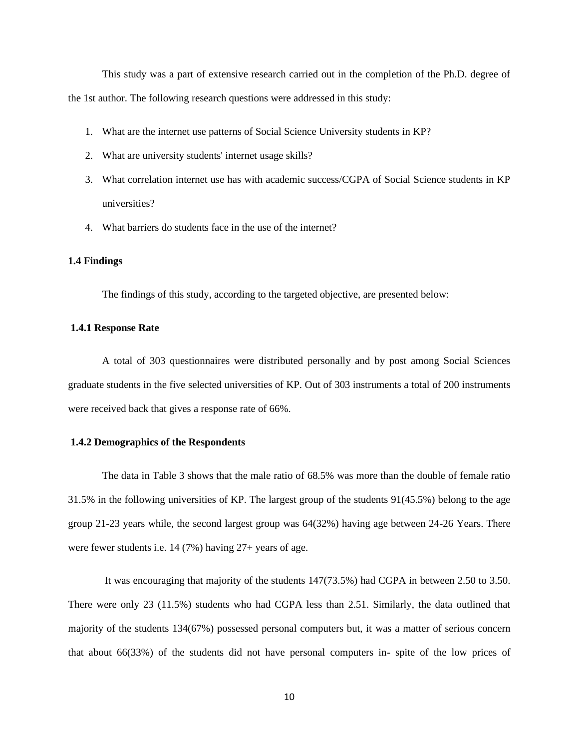This study was a part of extensive research carried out in the completion of the Ph.D. degree of the 1st author. The following research questions were addressed in this study:

1. What are the internet use patterns of Social Science University students in KP?
2. What are university students' internet usage skills?
3. What correlation internet use has with academic success/CGPA of Social Science students in KP universities?
4. What barriers do students face in the use of the internet?

### 1.4 Findings

The findings of this study, according to the targeted objective, are presented below:

#### 1.4.1 Response Rate

A total of 303 questionnaires were distributed personally and by post among Social Sciences graduate students in the five selected universities of KP. Out of 303 instruments a total of 200 instruments were received back that gives a response rate of 66%.

#### 1.4.2 Demographics of the Respondents

The data in Table 3 shows that the male ratio of 68.5% was more than the double of female ratio 31.5% in the following universities of KP. The largest group of the students 91(45.5%) belong to the age group 21-23 years while, the second largest group was 64(32%) having age between 24-26 Years. There were fewer students i.e. 14 (7%) having 27+ years of age.

It was encouraging that majority of the students 147(73.5%) had CGPA in between 2.50 to 3.50. There were only 23 (11.5%) students who had CGPA less than 2.51. Similarly, the data outlined that majority of the students 134(67%) possessed personal computers but, it was a matter of serious concern that about 66(33%) of the students did not have personal computers in- spite of the low prices of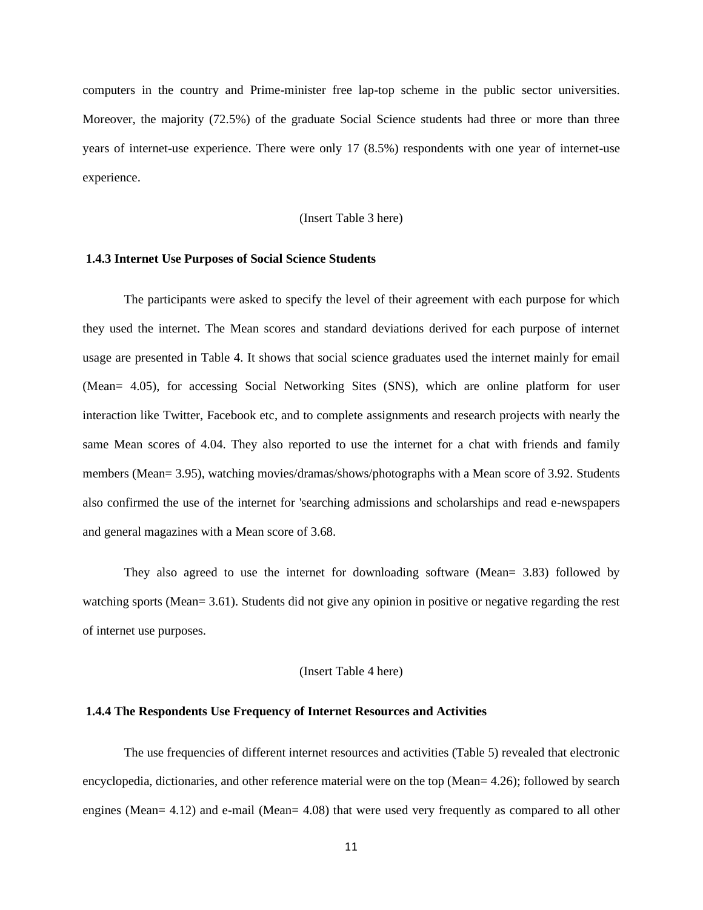computers in the country and Prime-minister free lap-top scheme in the public sector universities. Moreover, the majority (72.5%) of the graduate Social Science students had three or more than three years of internet-use experience. There were only 17 (8.5%) respondents with one year of internet-use experience.

(Insert Table 3 here)

### 1.4.3 Internet Use Purposes of Social Science Students

The participants were asked to specify the level of their agreement with each purpose for which they used the internet. The Mean scores and standard deviations derived for each purpose of internet usage are presented in Table 4. It shows that social science graduates used the internet mainly for email (Mean= 4.05), for accessing Social Networking Sites (SNS), which are online platform for user interaction like Twitter, Facebook etc, and to complete assignments and research projects with nearly the same Mean scores of 4.04. They also reported to use the internet for a chat with friends and family members (Mean= 3.95), watching movies/dramas/shows/photographs with a Mean score of 3.92. Students also confirmed the use of the internet for 'searching admissions and scholarships and read e-newspapers and general magazines with a Mean score of 3.68.

They also agreed to use the internet for downloading software (Mean= 3.83) followed by watching sports (Mean= 3.61). Students did not give any opinion in positive or negative regarding the rest of internet use purposes.

(Insert Table 4 here)

### 1.4.4 The Respondents Use Frequency of Internet Resources and Activities

The use frequencies of different internet resources and activities (Table 5) revealed that electronic encyclopedia, dictionaries, and other reference material were on the top (Mean= 4.26); followed by search engines (Mean= 4.12) and e-mail (Mean= 4.08) that were used very frequently as compared to all other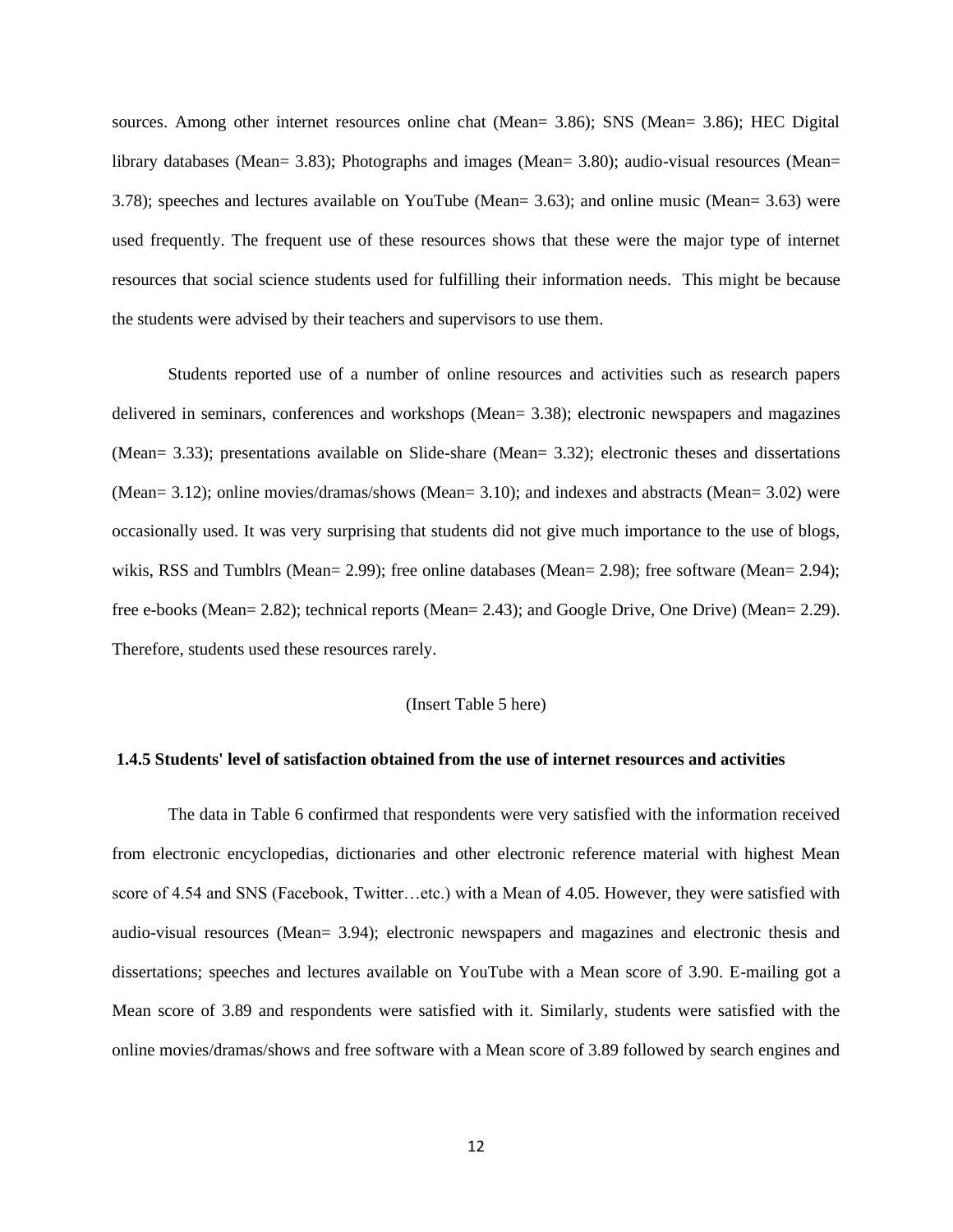sources. Among other internet resources online chat (Mean= 3.86); SNS (Mean= 3.86); HEC Digital library databases (Mean= 3.83); Photographs and images (Mean= 3.80); audio-visual resources (Mean= 3.78); speeches and lectures available on YouTube (Mean= 3.63); and online music (Mean= 3.63) were used frequently. The frequent use of these resources shows that these were the major type of internet resources that social science students used for fulfilling their information needs. This might be because the students were advised by their teachers and supervisors to use them.

Students reported use of a number of online resources and activities such as research papers delivered in seminars, conferences and workshops (Mean= 3.38); electronic newspapers and magazines (Mean= 3.33); presentations available on Slide-share (Mean= 3.32); electronic theses and dissertations (Mean= 3.12); online movies/dramas/shows (Mean= 3.10); and indexes and abstracts (Mean= 3.02) were occasionally used. It was very surprising that students did not give much importance to the use of blogs, wikis, RSS and Tumblrs (Mean= 2.99); free online databases (Mean= 2.98); free software (Mean= 2.94); free e-books (Mean= 2.82); technical reports (Mean= 2.43); and Google Drive, One Drive) (Mean= 2.29). Therefore, students used these resources rarely.

(Insert Table 5 here)

### 1.4.5 Students' level of satisfaction obtained from the use of internet resources and activities

The data in Table 6 confirmed that respondents were very satisfied with the information received from electronic encyclopedias, dictionaries and other electronic reference material with highest Mean score of 4.54 and SNS (Facebook, Twitter…etc.) with a Mean of 4.05. However, they were satisfied with audio-visual resources (Mean= 3.94); electronic newspapers and magazines and electronic thesis and dissertations; speeches and lectures available on YouTube with a Mean score of 3.90. E-mailing got a Mean score of 3.89 and respondents were satisfied with it. Similarly, students were satisfied with the online movies/dramas/shows and free software with a Mean score of 3.89 followed by search engines and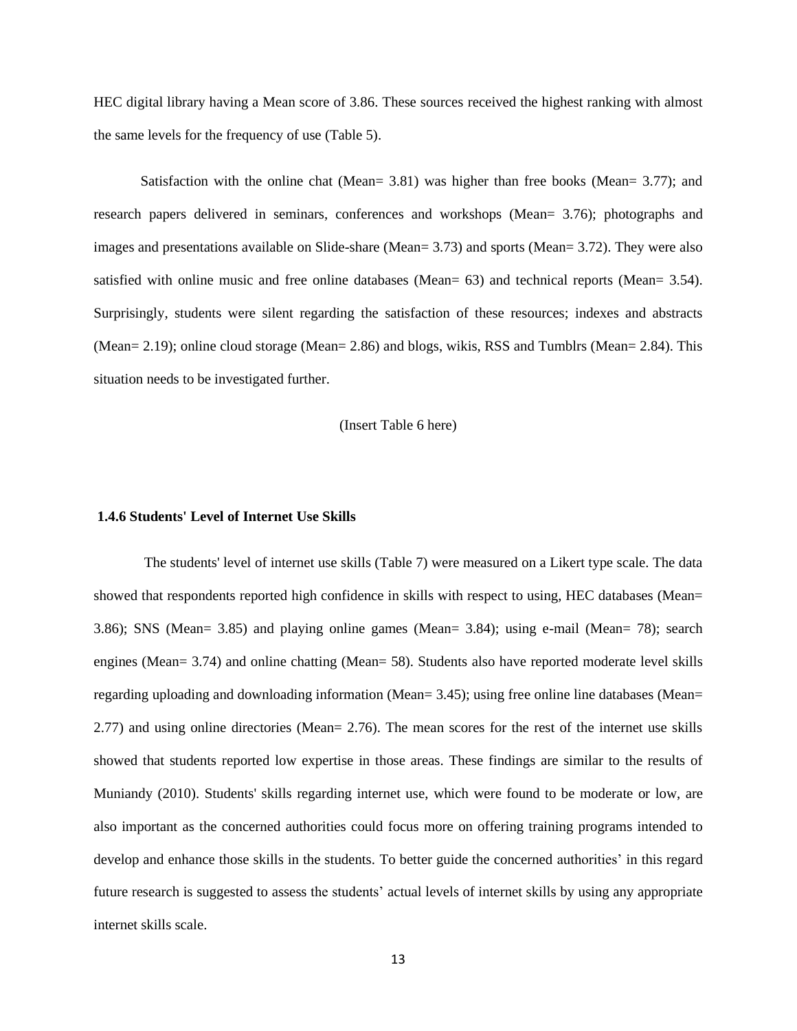HEC digital library having a Mean score of 3.86. These sources received the highest ranking with almost the same levels for the frequency of use (Table 5).

Satisfaction with the online chat (Mean= 3.81) was higher than free books (Mean= 3.77); and research papers delivered in seminars, conferences and workshops (Mean= 3.76); photographs and images and presentations available on Slide-share (Mean= 3.73) and sports (Mean= 3.72). They were also satisfied with online music and free online databases (Mean= 63) and technical reports (Mean= 3.54). Surprisingly, students were silent regarding the satisfaction of these resources; indexes and abstracts (Mean= 2.19); online cloud storage (Mean= 2.86) and blogs, wikis, RSS and Tumblrs (Mean= 2.84). This situation needs to be investigated further.

(Insert Table 6 here)

### 1.4.6 Students' Level of Internet Use Skills

The students' level of internet use skills (Table 7) were measured on a Likert type scale. The data showed that respondents reported high confidence in skills with respect to using, HEC databases (Mean= 3.86); SNS (Mean= 3.85) and playing online games (Mean= 3.84); using e-mail (Mean= 78); search engines (Mean= 3.74) and online chatting (Mean= 58). Students also have reported moderate level skills regarding uploading and downloading information (Mean= 3.45); using free online line databases (Mean= 2.77) and using online directories (Mean= 2.76). The mean scores for the rest of the internet use skills showed that students reported low expertise in those areas. These findings are similar to the results of Muniandy (2010). Students' skills regarding internet use, which were found to be moderate or low, are also important as the concerned authorities could focus more on offering training programs intended to develop and enhance those skills in the students. To better guide the concerned authorities' in this regard future research is suggested to assess the students' actual levels of internet skills by using any appropriate internet skills scale.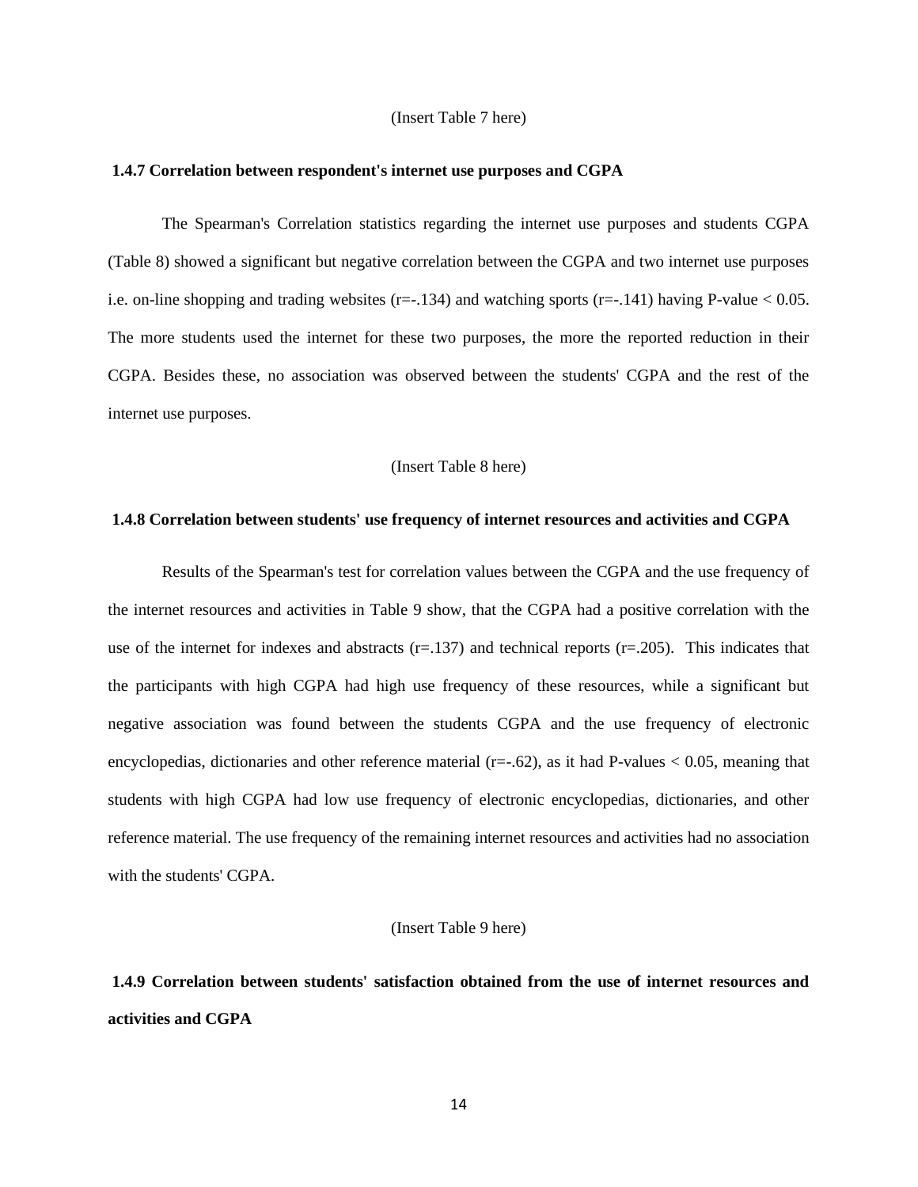(Insert Table 7 here)

### 1.4.7 Correlation between respondent's internet use purposes and CGPA

The Spearman's Correlation statistics regarding the internet use purposes and students CGPA (Table 8) showed a significant but negative correlation between the CGPA and two internet use purposes i.e. on-line shopping and trading websites (r=-.134) and watching sports (r=-.141) having P-value < 0.05. The more students used the internet for these two purposes, the more the reported reduction in their CGPA. Besides these, no association was observed between the students' CGPA and the rest of the internet use purposes.

(Insert Table 8 here)

### 1.4.8 Correlation between students' use frequency of internet resources and activities and CGPA

Results of the Spearman's test for correlation values between the CGPA and the use frequency of the internet resources and activities in Table 9 show, that the CGPA had a positive correlation with the use of the internet for indexes and abstracts (r=.137) and technical reports (r=.205). This indicates that the participants with high CGPA had high use frequency of these resources, while a significant but negative association was found between the students CGPA and the use frequency of electronic encyclopedias, dictionaries and other reference material (r=-.62), as it had P-values < 0.05, meaning that students with high CGPA had low use frequency of electronic encyclopedias, dictionaries, and other reference material. The use frequency of the remaining internet resources and activities had no association with the students' CGPA.

(Insert Table 9 here)

### 1.4.9 Correlation between students' satisfaction obtained from the use of internet resources and activities and CGPA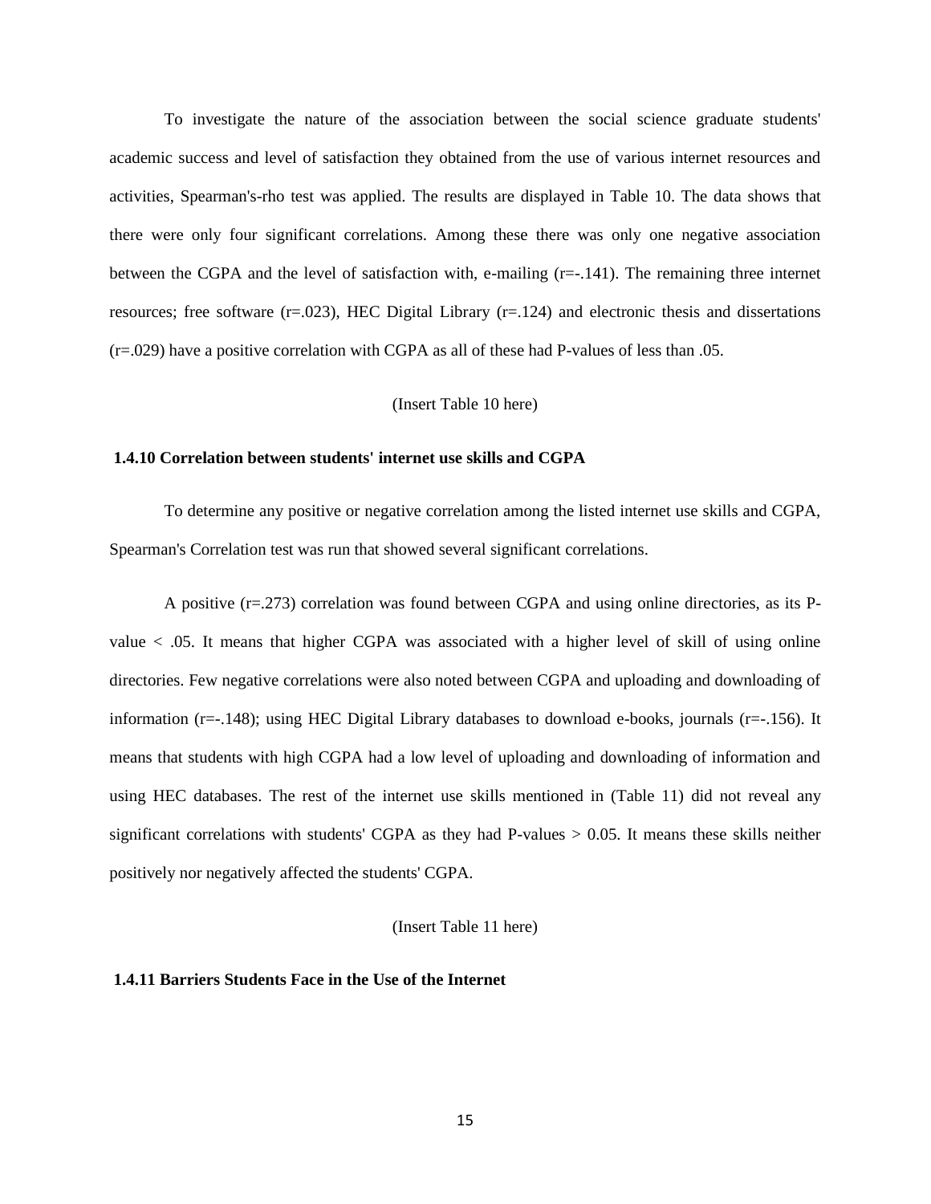To investigate the nature of the association between the social science graduate students' academic success and level of satisfaction they obtained from the use of various internet resources and activities, Spearman's-rho test was applied. The results are displayed in Table 10. The data shows that there were only four significant correlations. Among these there was only one negative association between the CGPA and the level of satisfaction with, e-mailing (r=-.141). The remaining three internet resources; free software (r=.023), HEC Digital Library (r=.124) and electronic thesis and dissertations (r=.029) have a positive correlation with CGPA as all of these had P-values of less than .05.

(Insert Table 10 here)

### 1.4.10 Correlation between students' internet use skills and CGPA

To determine any positive or negative correlation among the listed internet use skills and CGPA, Spearman's Correlation test was run that showed several significant correlations.

A positive (r=.273) correlation was found between CGPA and using online directories, as its P-value < .05. It means that higher CGPA was associated with a higher level of skill of using online directories. Few negative correlations were also noted between CGPA and uploading and downloading of information (r=-.148); using HEC Digital Library databases to download e-books, journals (r=-.156). It means that students with high CGPA had a low level of uploading and downloading of information and using HEC databases. The rest of the internet use skills mentioned in (Table 11) did not reveal any significant correlations with students' CGPA as they had P-values > 0.05. It means these skills neither positively nor negatively affected the students' CGPA.

(Insert Table 11 here)

### 1.4.11 Barriers Students Face in the Use of the Internet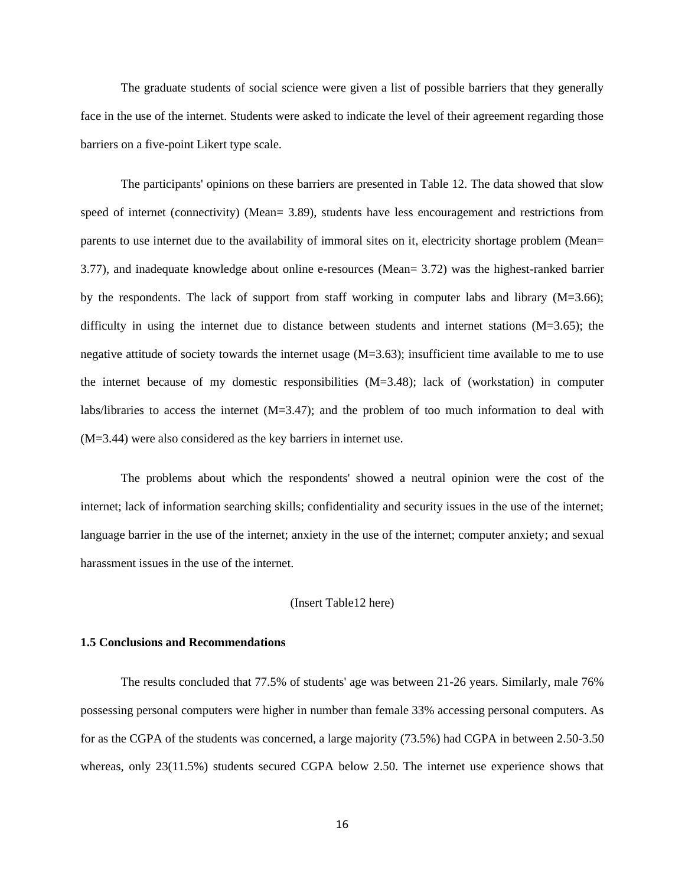The graduate students of social science were given a list of possible barriers that they generally face in the use of the internet. Students were asked to indicate the level of their agreement regarding those barriers on a five-point Likert type scale.

The participants' opinions on these barriers are presented in Table 12. The data showed that slow speed of internet (connectivity) (Mean= 3.89), students have less encouragement and restrictions from parents to use internet due to the availability of immoral sites on it, electricity shortage problem (Mean= 3.77), and inadequate knowledge about online e-resources (Mean= 3.72) was the highest-ranked barrier by the respondents. The lack of support from staff working in computer labs and library (M=3.66); difficulty in using the internet due to distance between students and internet stations (M=3.65); the negative attitude of society towards the internet usage (M=3.63); insufficient time available to me to use the internet because of my domestic responsibilities (M=3.48); lack of (workstation) in computer labs/libraries to access the internet (M=3.47); and the problem of too much information to deal with (M=3.44) were also considered as the key barriers in internet use.

The problems about which the respondents' showed a neutral opinion were the cost of the internet; lack of information searching skills; confidentiality and security issues in the use of the internet; language barrier in the use of the internet; anxiety in the use of the internet; computer anxiety; and sexual harassment issues in the use of the internet.

(Insert Table12 here)

**1.5 Conclusions and Recommendations**

The results concluded that 77.5% of students' age was between 21-26 years. Similarly, male 76% possessing personal computers were higher in number than female 33% accessing personal computers. As for as the CGPA of the students was concerned, a large majority (73.5%) had CGPA in between 2.50-3.50 whereas, only 23(11.5%) students secured CGPA below 2.50. The internet use experience shows that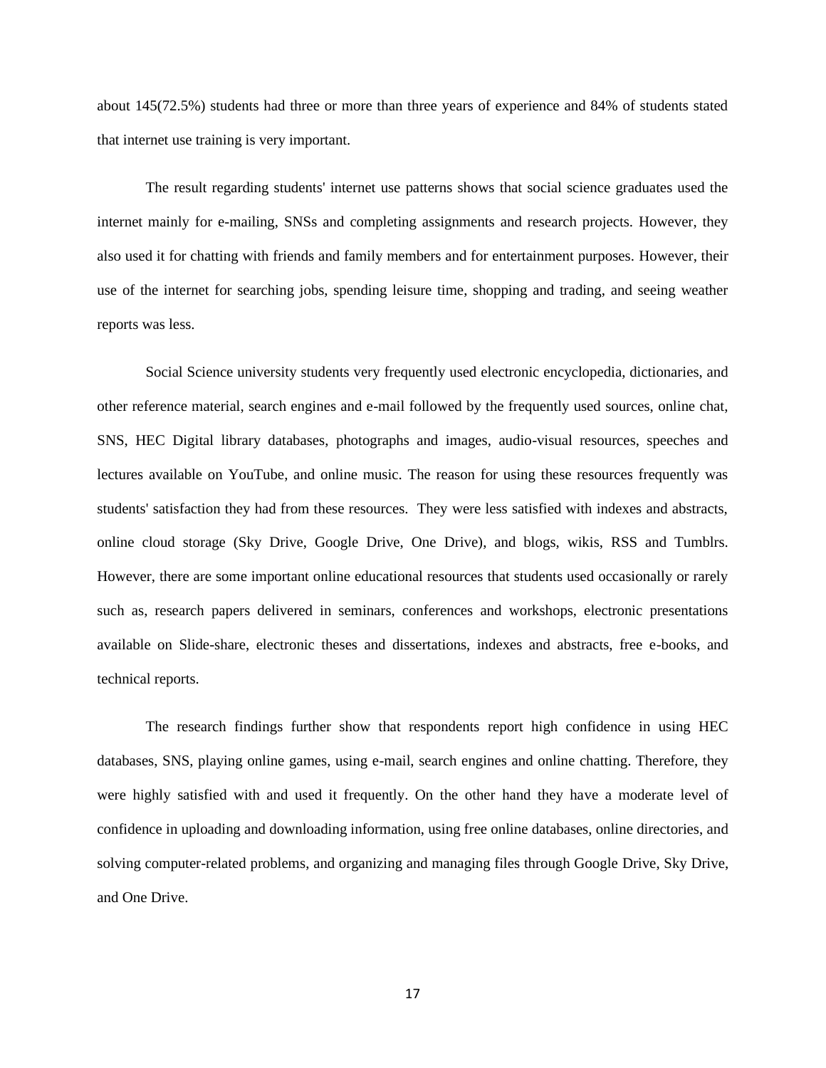about 145(72.5%) students had three or more than three years of experience and 84% of students stated that internet use training is very important.

The result regarding students' internet use patterns shows that social science graduates used the internet mainly for e-mailing, SNSs and completing assignments and research projects. However, they also used it for chatting with friends and family members and for entertainment purposes. However, their use of the internet for searching jobs, spending leisure time, shopping and trading, and seeing weather reports was less.

Social Science university students very frequently used electronic encyclopedia, dictionaries, and other reference material, search engines and e-mail followed by the frequently used sources, online chat, SNS, HEC Digital library databases, photographs and images, audio-visual resources, speeches and lectures available on YouTube, and online music. The reason for using these resources frequently was students' satisfaction they had from these resources. They were less satisfied with indexes and abstracts, online cloud storage (Sky Drive, Google Drive, One Drive), and blogs, wikis, RSS and Tumblrs. However, there are some important online educational resources that students used occasionally or rarely such as, research papers delivered in seminars, conferences and workshops, electronic presentations available on Slide-share, electronic theses and dissertations, indexes and abstracts, free e-books, and technical reports.

The research findings further show that respondents report high confidence in using HEC databases, SNS, playing online games, using e-mail, search engines and online chatting. Therefore, they were highly satisfied with and used it frequently. On the other hand they have a moderate level of confidence in uploading and downloading information, using free online databases, online directories, and solving computer-related problems, and organizing and managing files through Google Drive, Sky Drive, and One Drive.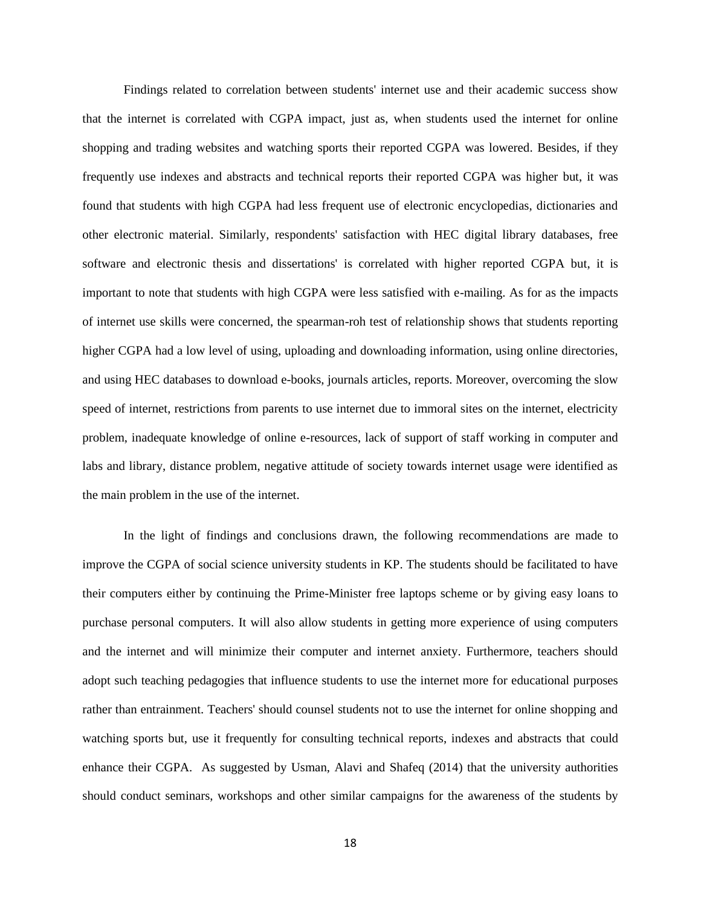Findings related to correlation between students' internet use and their academic success show that the internet is correlated with CGPA impact, just as, when students used the internet for online shopping and trading websites and watching sports their reported CGPA was lowered. Besides, if they frequently use indexes and abstracts and technical reports their reported CGPA was higher but, it was found that students with high CGPA had less frequent use of electronic encyclopedias, dictionaries and other electronic material. Similarly, respondents' satisfaction with HEC digital library databases, free software and electronic thesis and dissertations' is correlated with higher reported CGPA but, it is important to note that students with high CGPA were less satisfied with e-mailing. As for as the impacts of internet use skills were concerned, the spearman-roh test of relationship shows that students reporting higher CGPA had a low level of using, uploading and downloading information, using online directories, and using HEC databases to download e-books, journals articles, reports. Moreover, overcoming the slow speed of internet, restrictions from parents to use internet due to immoral sites on the internet, electricity problem, inadequate knowledge of online e-resources, lack of support of staff working in computer and labs and library, distance problem, negative attitude of society towards internet usage were identified as the main problem in the use of the internet.

In the light of findings and conclusions drawn, the following recommendations are made to improve the CGPA of social science university students in KP. The students should be facilitated to have their computers either by continuing the Prime-Minister free laptops scheme or by giving easy loans to purchase personal computers. It will also allow students in getting more experience of using computers and the internet and will minimize their computer and internet anxiety. Furthermore, teachers should adopt such teaching pedagogies that influence students to use the internet more for educational purposes rather than entrainment. Teachers' should counsel students not to use the internet for online shopping and watching sports but, use it frequently for consulting technical reports, indexes and abstracts that could enhance their CGPA. As suggested by Usman, Alavi and Shafeq (2014) that the university authorities should conduct seminars, workshops and other similar campaigns for the awareness of the students by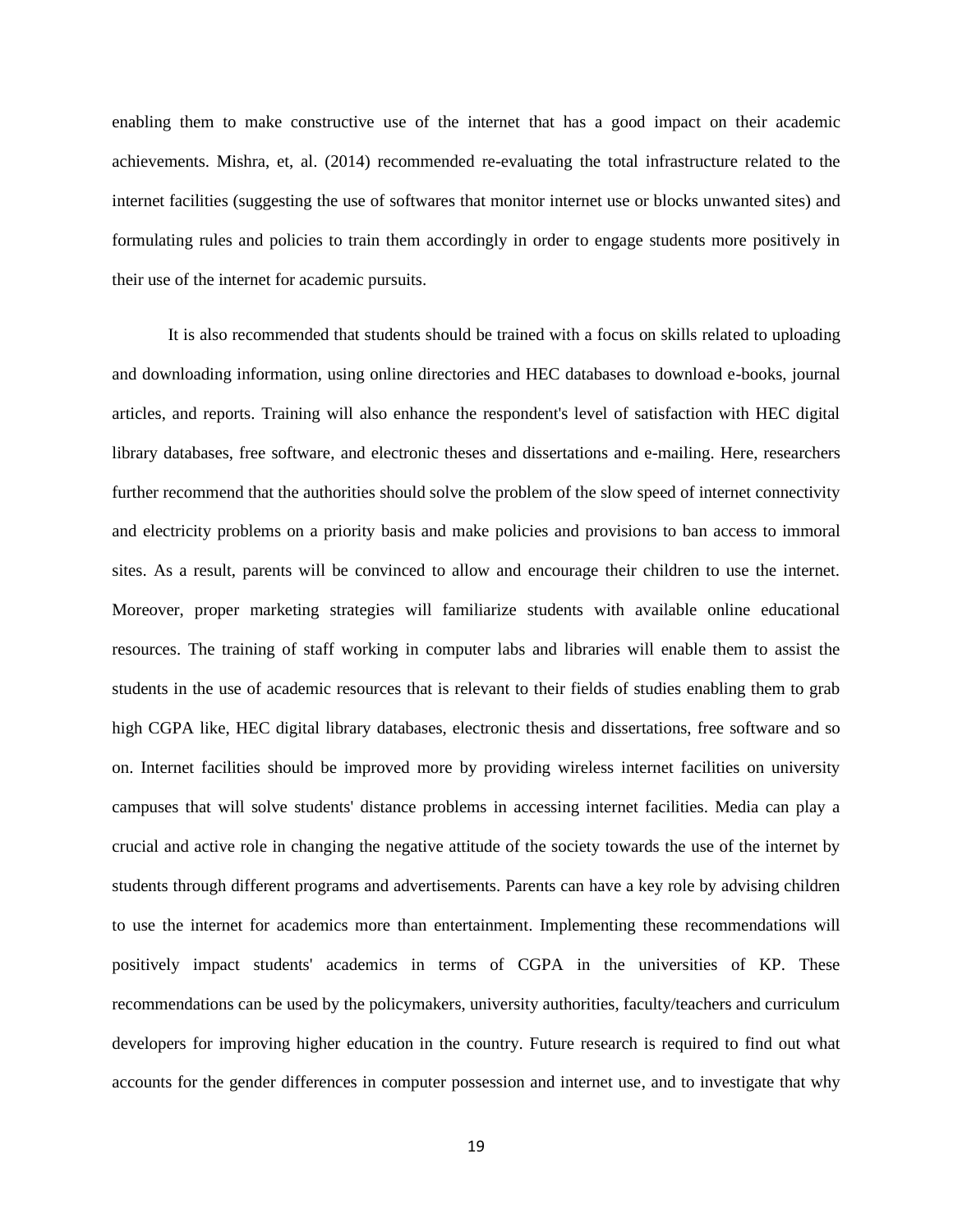enabling them to make constructive use of the internet that has a good impact on their academic achievements. Mishra, et, al. (2014) recommended re-evaluating the total infrastructure related to the internet facilities (suggesting the use of softwares that monitor internet use or blocks unwanted sites) and formulating rules and policies to train them accordingly in order to engage students more positively in their use of the internet for academic pursuits.

It is also recommended that students should be trained with a focus on skills related to uploading and downloading information, using online directories and HEC databases to download e-books, journal articles, and reports. Training will also enhance the respondent's level of satisfaction with HEC digital library databases, free software, and electronic theses and dissertations and e-mailing. Here, researchers further recommend that the authorities should solve the problem of the slow speed of internet connectivity and electricity problems on a priority basis and make policies and provisions to ban access to immoral sites. As a result, parents will be convinced to allow and encourage their children to use the internet. Moreover, proper marketing strategies will familiarize students with available online educational resources. The training of staff working in computer labs and libraries will enable them to assist the students in the use of academic resources that is relevant to their fields of studies enabling them to grab high CGPA like, HEC digital library databases, electronic thesis and dissertations, free software and so on. Internet facilities should be improved more by providing wireless internet facilities on university campuses that will solve students' distance problems in accessing internet facilities. Media can play a crucial and active role in changing the negative attitude of the society towards the use of the internet by students through different programs and advertisements. Parents can have a key role by advising children to use the internet for academics more than entertainment. Implementing these recommendations will positively impact students' academics in terms of CGPA in the universities of KP. These recommendations can be used by the policymakers, university authorities, faculty/teachers and curriculum developers for improving higher education in the country. Future research is required to find out what accounts for the gender differences in computer possession and internet use, and to investigate that why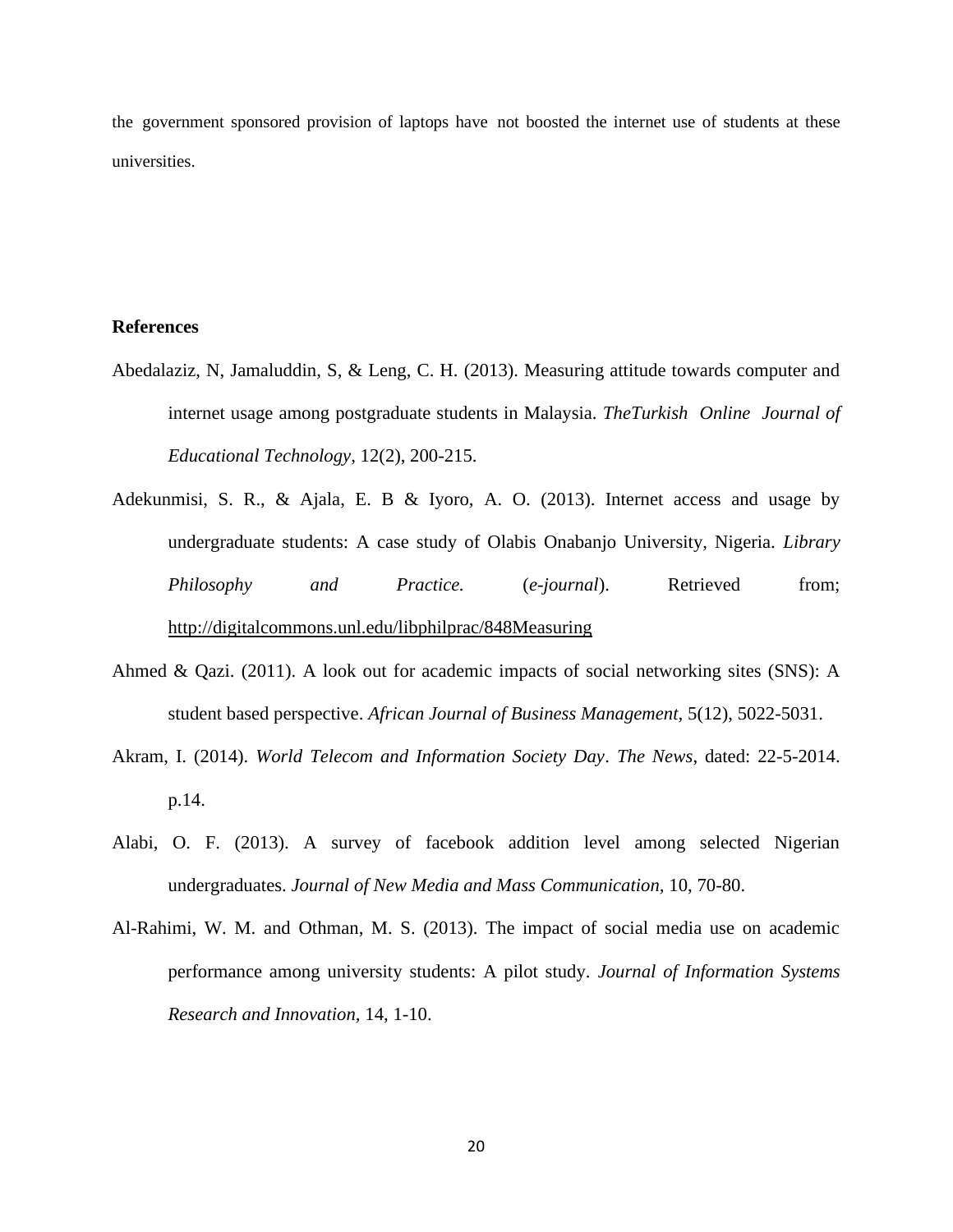the government sponsored provision of laptops have not boosted the internet use of students at these universities.

**References**

Abedalaziz, N, Jamaluddin, S, & Leng, C. H. (2013). Measuring attitude towards computer and internet usage among postgraduate students in Malaysia. *TheTurkish Online Journal of Educational Technology*, 12(2), 200-215.

Adekunmisi, S. R., & Ajala, E. B & Iyoro, A. O. (2013). Internet access and usage by undergraduate students: A case study of Olabis Onabanjo University, Nigeria. *Library Philosophy and Practice.* (*e-journal*). Retrieved from; http://digitalcommons.unl.edu/libphilprac/848Measuring

Ahmed & Qazi. (2011). A look out for academic impacts of social networking sites (SNS): A student based perspective. *African Journal of Business Management*, 5(12), 5022-5031.

Akram, I. (2014). *World Telecom and Information Society Day*. *The News*, dated: 22-5-2014. p.14.

Alabi, O. F. (2013). A survey of facebook addition level among selected Nigerian undergraduates. *Journal of New Media and Mass Communication*, 10, 70-80.

Al-Rahimi, W. M. and Othman, M. S. (2013). The impact of social media use on academic performance among university students: A pilot study. *Journal of Information Systems Research and Innovation,* 14, 1-10.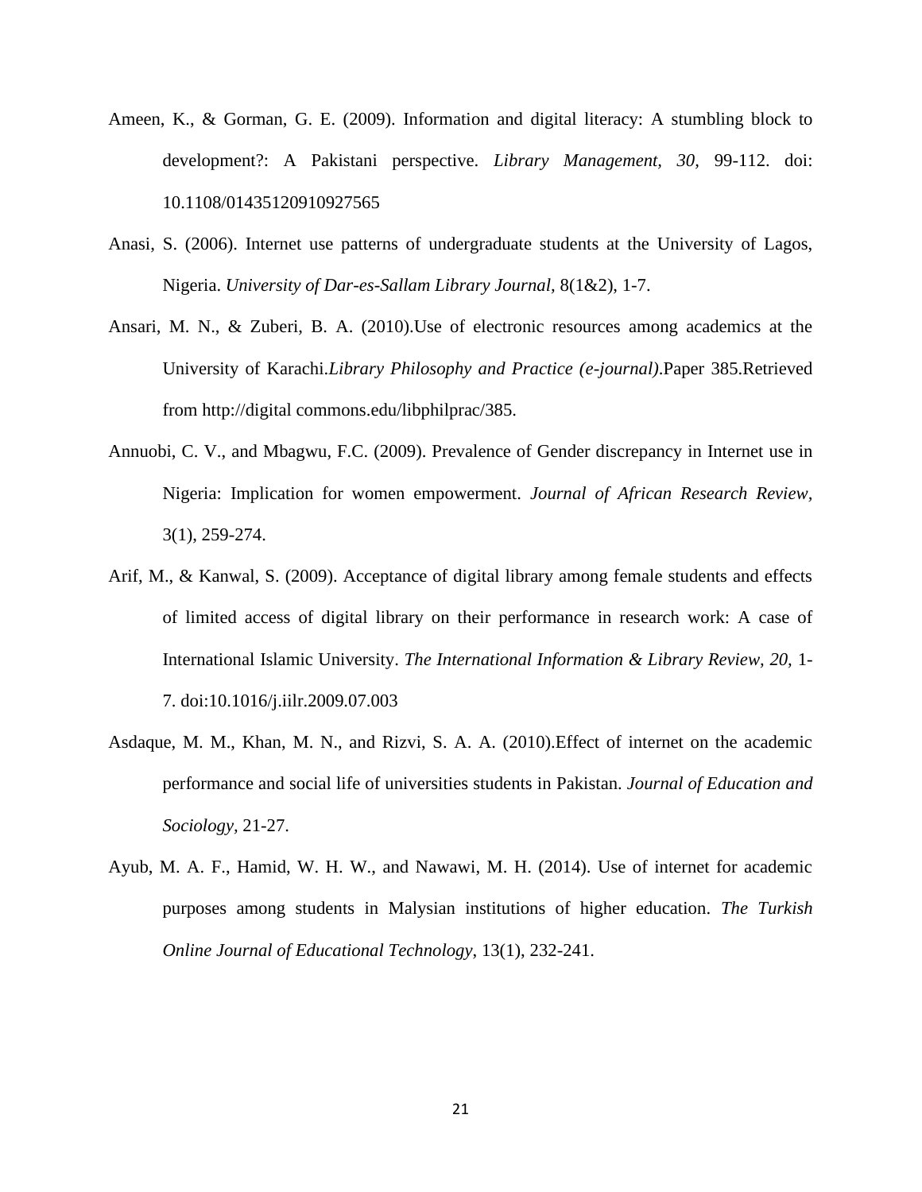Ameen, K., & Gorman, G. E. (2009). Information and digital literacy: A stumbling block to development?: A Pakistani perspective. *Library Management, 30,* 99-112. doi: 10.1108/01435120910927565

Anasi, S. (2006). Internet use patterns of undergraduate students at the University of Lagos, Nigeria. *University of Dar-es-Sallam Library Journal,* 8(1&2), 1-7.

Ansari, M. N., & Zuberi, B. A. (2010).Use of electronic resources among academics at the University of Karachi.*Library Philosophy and Practice (e-journal)*.Paper 385.Retrieved from http://digital commons.edu/libphilprac/385.

Annuobi, C. V., and Mbagwu, F.C. (2009). Prevalence of Gender discrepancy in Internet use in Nigeria: Implication for women empowerment. *Journal of African Research Review,* 3(1), 259-274.

Arif, M., & Kanwal, S. (2009). Acceptance of digital library among female students and effects of limited access of digital library on their performance in research work: A case of International Islamic University. *The International Information & Library Review, 20,* 1-7. doi:10.1016/j.iilr.2009.07.003

Asdaque, M. M., Khan, M. N., and Rizvi, S. A. A. (2010).Effect of internet on the academic performance and social life of universities students in Pakistan. *Journal of Education and Sociology,* 21-27.

Ayub, M. A. F., Hamid, W. H. W., and Nawawi, M. H. (2014). Use of internet for academic purposes among students in Malysian institutions of higher education. *The Turkish Online Journal of Educational Technology,* 13(1), 232-241.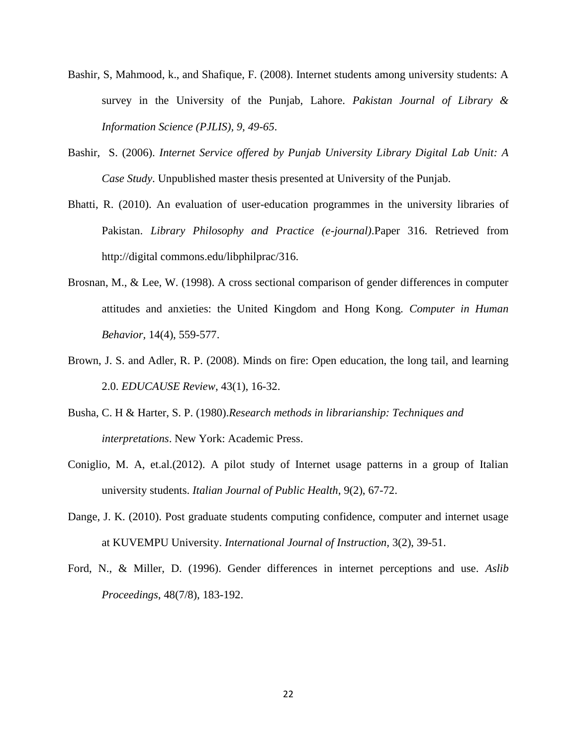Bashir, S, Mahmood, k., and Shafique, F. (2008). Internet students among university students: A survey in the University of the Punjab, Lahore. *Pakistan Journal of Library & Information Science (PJLIS), 9, 49-65*.

Bashir, S. (2006). *Internet Service offered by Punjab University Library Digital Lab Unit: A Case Study*. Unpublished master thesis presented at University of the Punjab.

Bhatti, R. (2010). An evaluation of user-education programmes in the university libraries of Pakistan. *Library Philosophy and Practice (e-journal)*.Paper 316. Retrieved from http://digital commons.edu/libphilprac/316.

Brosnan, M., & Lee, W. (1998). A cross sectional comparison of gender differences in computer attitudes and anxieties: the United Kingdom and Hong Kong. *Computer in Human Behavior*, 14(4), 559-577.

Brown, J. S. and Adler, R. P. (2008). Minds on fire: Open education, the long tail, and learning 2.0. *EDUCAUSE Review*, 43(1), 16-32.

Busha, C. H & Harter, S. P. (1980).*Research methods in librarianship: Techniques and interpretations*. New York: Academic Press.

Coniglio, M. A, et.al.(2012). A pilot study of Internet usage patterns in a group of Italian university students. *Italian Journal of Public Health*, 9(2), 67-72.

Dange, J. K. (2010). Post graduate students computing confidence, computer and internet usage at KUVEMPU University. *International Journal of Instruction,* 3(2), 39-51.

Ford, N., & Miller, D. (1996). Gender differences in internet perceptions and use. *Aslib Proceedings*, 48(7/8), 183-192.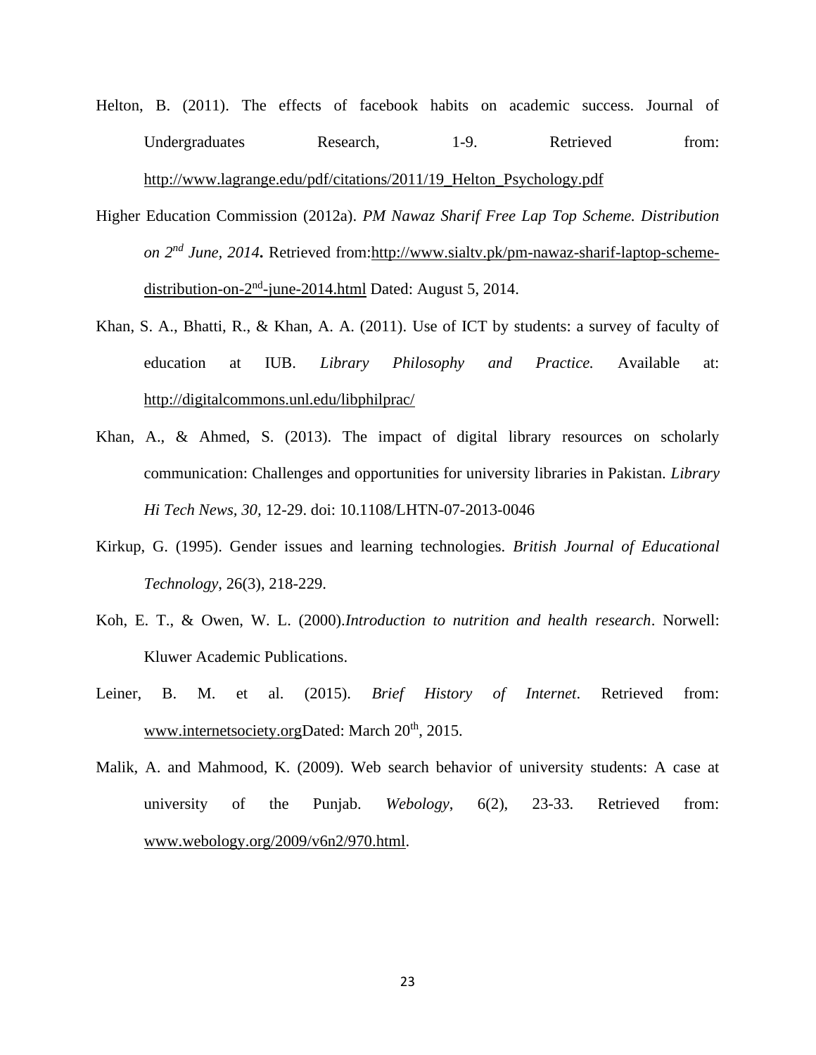Helton, B. (2011). The effects of facebook habits on academic success. Journal of Undergraduates Research, 1-9. Retrieved from: http://www.lagrange.edu/pdf/citations/2011/19_Helton_Psychology.pdf

Higher Education Commission (2012a). *PM Nawaz Sharif Free Lap Top Scheme. Distribution on 2nd June, 2014***.** Retrieved from:http://www.sialtv.pk/pm-nawaz-sharif-laptop-scheme-distribution-on-2nd-june-2014.html Dated: August 5, 2014.

Khan, S. A., Bhatti, R., & Khan, A. A. (2011). Use of ICT by students: a survey of faculty of education at IUB. *Library Philosophy and Practice.* Available at: http://digitalcommons.unl.edu/libphilprac/

Khan, A., & Ahmed, S. (2013). The impact of digital library resources on scholarly communication: Challenges and opportunities for university libraries in Pakistan. *Library Hi Tech News, 30,* 12-29. doi: 10.1108/LHTN-07-2013-0046

Kirkup, G. (1995). Gender issues and learning technologies. *British Journal of Educational Technology*, 26(3), 218-229.

Koh, E. T., & Owen, W. L. (2000).*Introduction to nutrition and health research*. Norwell: Kluwer Academic Publications.

Leiner, B. M. et al. (2015). *Brief History of Internet*. Retrieved from: www.internetsociety.orgDated: March 20th, 2015.

Malik, A. and Mahmood, K. (2009). Web search behavior of university students: A case at university of the Punjab. *Webology*, 6(2), 23-33. Retrieved from: www.webology.org/2009/v6n2/970.html.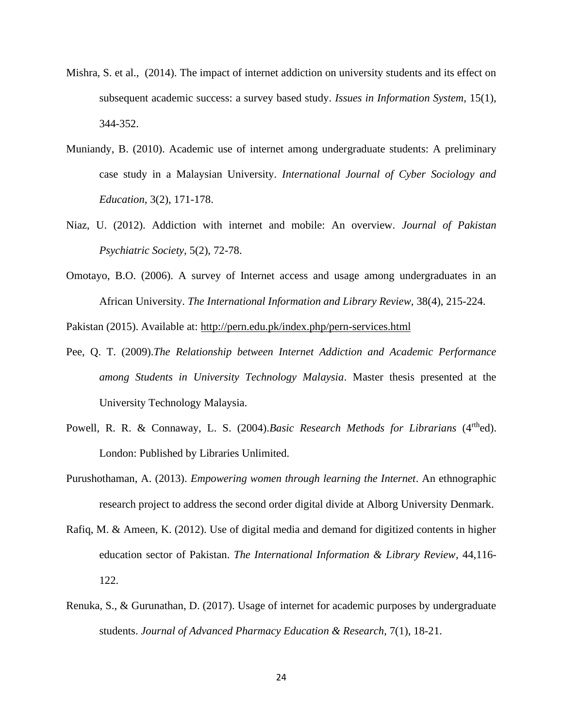Mishra, S. et al., (2014). The impact of internet addiction on university students and its effect on subsequent academic success: a survey based study. *Issues in Information System*, 15(1), 344-352.

Muniandy, B. (2010). Academic use of internet among undergraduate students: A preliminary case study in a Malaysian University. *International Journal of Cyber Sociology and Education*, 3(2), 171-178.

Niaz, U. (2012). Addiction with internet and mobile: An overview. *Journal of Pakistan Psychiatric Society*, 5(2), 72-78.

Omotayo, B.O. (2006). A survey of Internet access and usage among undergraduates in an African University. *The International Information and Library Review*, 38(4), 215-224.

Pakistan (2015). Available at: http://pern.edu.pk/index.php/pern-services.html

Pee, Q. T. (2009).*The Relationship between Internet Addiction and Academic Performance among Students in University Technology Malaysia*. Master thesis presented at the University Technology Malaysia.

Powell, R. R. & Connaway, L. S. (2004).*Basic Research Methods for Librarians* (4rthed). London: Published by Libraries Unlimited.

Purushothaman, A. (2013). *Empowering women through learning the Internet*. An ethnographic research project to address the second order digital divide at Alborg University Denmark.

Rafiq, M. & Ameen, K. (2012). Use of digital media and demand for digitized contents in higher education sector of Pakistan. *The International Information & Library Review*, 44,116-122.

Renuka, S., & Gurunathan, D. (2017). Usage of internet for academic purposes by undergraduate students. *Journal of Advanced Pharmacy Education & Research*, 7(1), 18-21.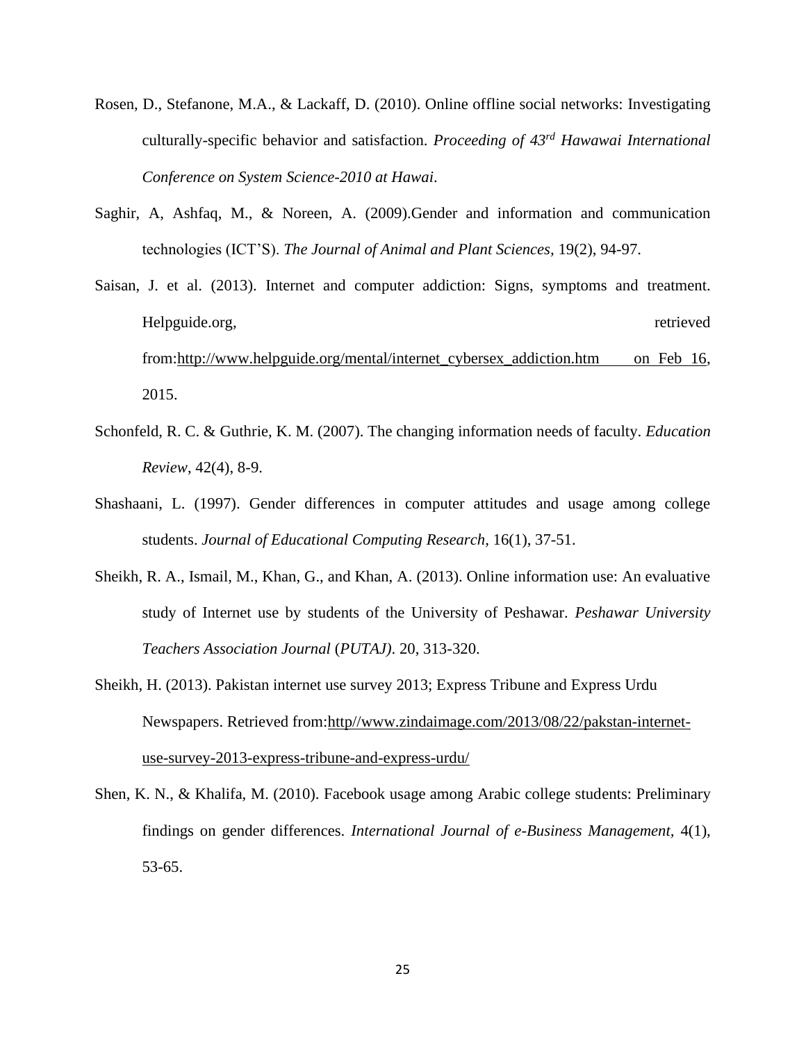Rosen, D., Stefanone, M.A., & Lackaff, D. (2010). Online offline social networks: Investigating culturally-specific behavior and satisfaction. *Proceeding of 43rd Hawawai International Conference on System Science-2010 at Hawai*.

Saghir, A, Ashfaq, M., & Noreen, A. (2009).Gender and information and communication technologies (ICT'S). *The Journal of Animal and Plant Sciences*, 19(2), 94-97.

Saisan, J. et al. (2013). Internet and computer addiction: Signs, symptoms and treatment. Helpguide.org, retrieved from:http://www.helpguide.org/mental/internet_cybersex_addiction.htm on Feb 16, 2015.

Schonfeld, R. C. & Guthrie, K. M. (2007). The changing information needs of faculty. *Education Review*, 42(4), 8-9.

Shashaani, L. (1997). Gender differences in computer attitudes and usage among college students. *Journal of Educational Computing Research*, 16(1), 37-51.

Sheikh, R. A., Ismail, M., Khan, G., and Khan, A. (2013). Online information use: An evaluative study of Internet use by students of the University of Peshawar. *Peshawar University Teachers Association Journal* (*PUTAJ)*. 20, 313-320.

Sheikh, H. (2013). Pakistan internet use survey 2013; Express Tribune and Express Urdu Newspapers. Retrieved from:http//www.zindaimage.com/2013/08/22/pakstan-internet-use-survey-2013-express-tribune-and-express-urdu/

Shen, K. N., & Khalifa, M. (2010). Facebook usage among Arabic college students: Preliminary findings on gender differences. *International Journal of e-Business Management*, 4(1), 53-65.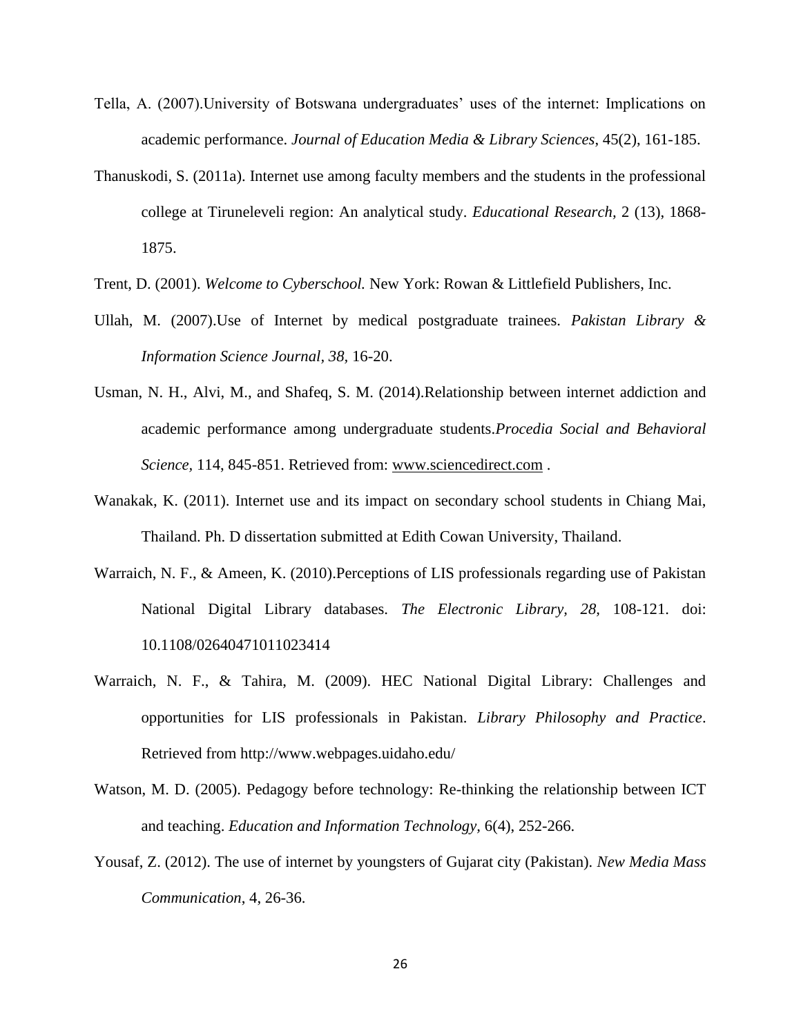Tella, A. (2007).University of Botswana undergraduates' uses of the internet: Implications on academic performance. *Journal of Education Media & Library Sciences*, 45(2), 161-185.

Thanuskodi, S. (2011a). Internet use among faculty members and the students in the professional college at Tiruneleveli region: An analytical study. *Educational Research,* 2 (13), 1868-1875.

Trent, D. (2001). *Welcome to Cyberschool.* New York: Rowan & Littlefield Publishers, Inc.

Ullah, M. (2007).Use of Internet by medical postgraduate trainees. *Pakistan Library & Information Science Journal, 38,* 16-20.

Usman, N. H., Alvi, M., and Shafeq, S. M. (2014).Relationship between internet addiction and academic performance among undergraduate students.*Procedia Social and Behavioral Science,* 114, 845-851. Retrieved from: www.sciencedirect.com .

Wanakak, K. (2011). Internet use and its impact on secondary school students in Chiang Mai, Thailand. Ph. D dissertation submitted at Edith Cowan University, Thailand.

Warraich, N. F., & Ameen, K. (2010).Perceptions of LIS professionals regarding use of Pakistan National Digital Library databases. *The Electronic Library, 28,* 108-121. doi: 10.1108/02640471011023414

Warraich, N. F., & Tahira, M. (2009). HEC National Digital Library: Challenges and opportunities for LIS professionals in Pakistan. *Library Philosophy and Practice*. Retrieved from http://www.webpages.uidaho.edu/

Watson, M. D. (2005). Pedagogy before technology: Re-thinking the relationship between ICT and teaching. *Education and Information Technology,* 6(4), 252-266.

Yousaf, Z. (2012). The use of internet by youngsters of Gujarat city (Pakistan). *New Media Mass Communication*, 4, 26-36.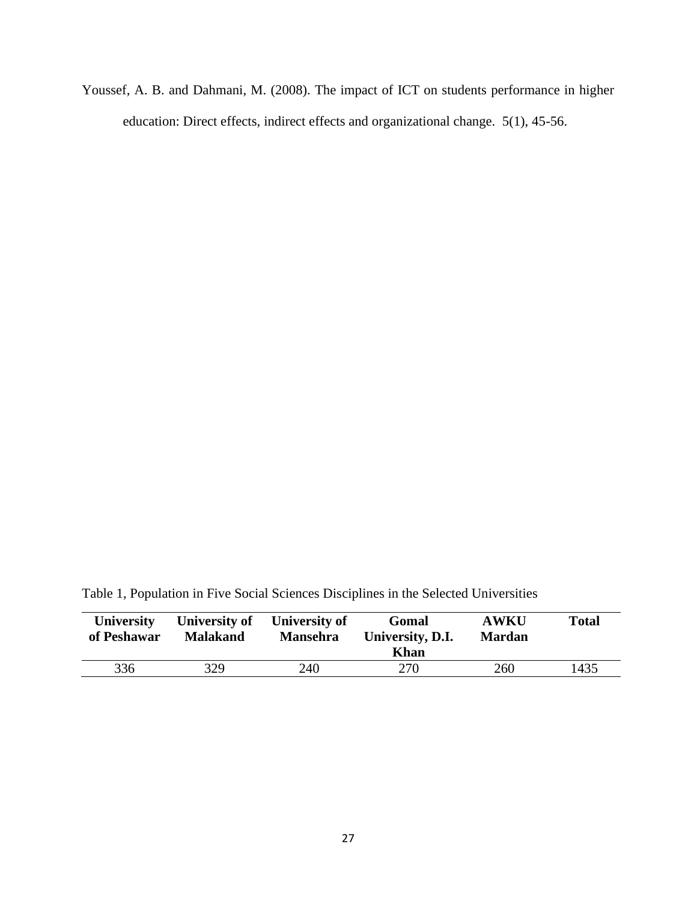Youssef, A. B. and Dahmani, M. (2008). The impact of ICT on students performance in higher education: Direct effects, indirect effects and organizational change. 5(1), 45-56.

Table 1, Population in Five Social Sciences Disciplines in the Selected Universities

| University of Peshawar | University of Malakand | University of Mansehra | Gomal University, D.I. Khan | AWKU Mardan | Total |
|---|---|---|---|---|---|
| 336 | 329 | 240 | 270 | 260 | 1435 |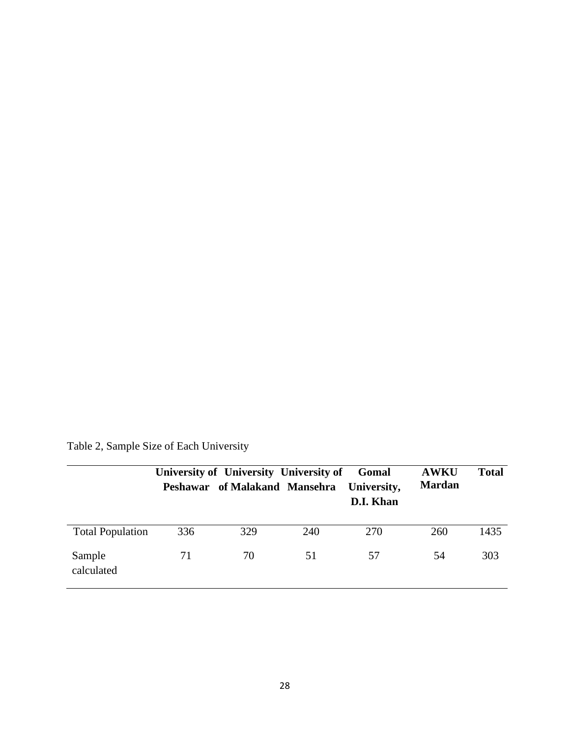Table 2, Sample Size of Each University

| | University of Peshawar | University of Malakand | University of Mansehra | Gomal University, D.I. Khan | AWKU Mardan | Total |
|---|---|---|---|---|---|---|
| Total Population | 336 | 329 | 240 | 270 | 260 | 1435 |
| Sample calculated | 71 | 70 | 51 | 57 | 54 | 303 |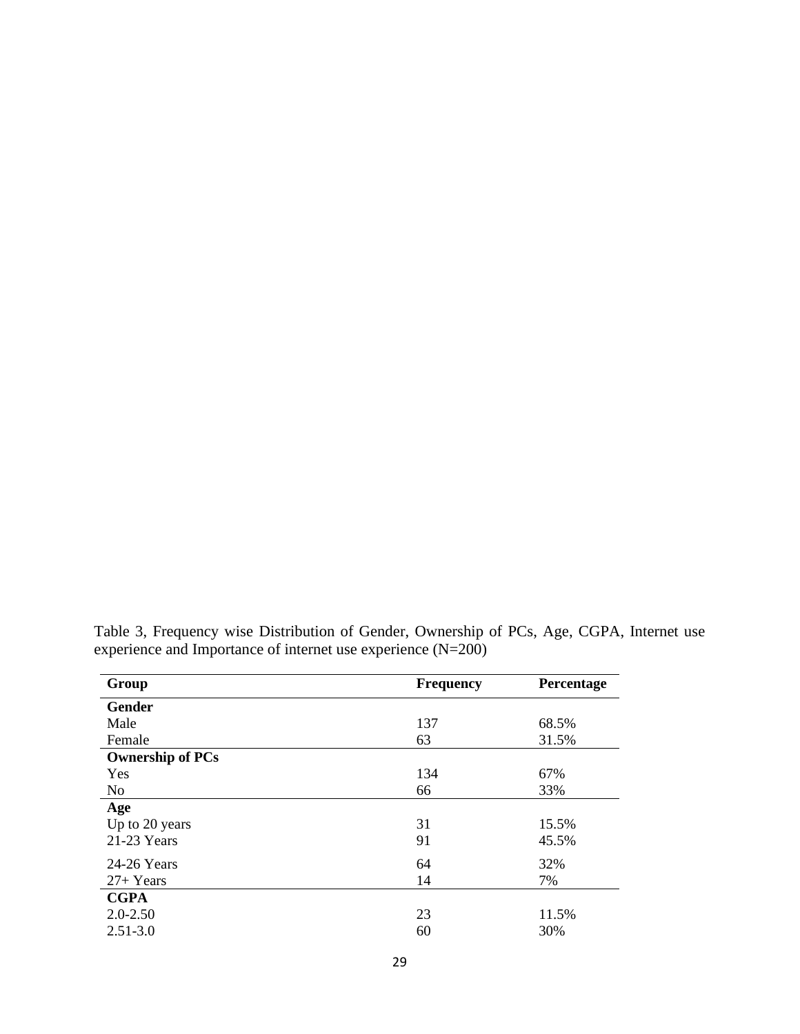Table 3, Frequency wise Distribution of Gender, Ownership of PCs, Age, CGPA, Internet use experience and Importance of internet use experience (N=200)

| Group | Frequency | Percentage |
|---|---|---|
| **Gender** | | |
| Male | 137 | 68.5% |
| Female | 63 | 31.5% |
| **Ownership of PCs** | | |
| Yes | 134 | 67% |
| No | 66 | 33% |
| **Age** | | |
| Up to 20 years | 31 | 15.5% |
| 21-23 Years | 91 | 45.5% |
| 24-26 Years | 64 | 32% |
| 27+ Years | 14 | 7% |
| **CGPA** | | |
| 2.0-2.50 | 23 | 11.5% |
| 2.51-3.0 | 60 | 30% |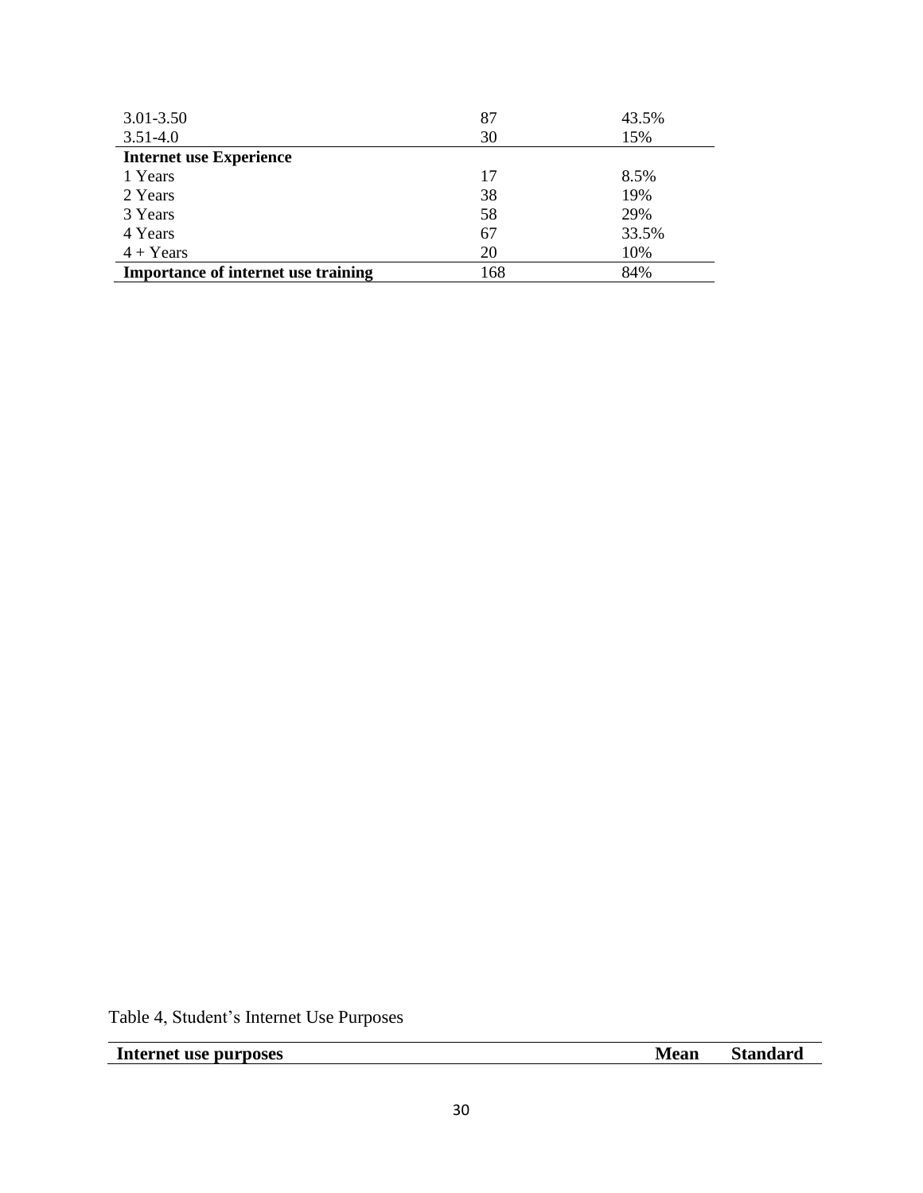| | | |
|---|---|---|
| 3.01-3.50 | 87 | 43.5% |
| 3.51-4.0 | 30 | 15% |
| **Internet use Experience** | | |
| 1 Years | 17 | 8.5% |
| 2 Years | 38 | 19% |
| 3 Years | 58 | 29% |
| 4 Years | 67 | 33.5% |
| 4 + Years | 20 | 10% |
| **Importance of internet use training** | 168 | 84% |

Table 4, Student's Internet Use Purposes

| Internet use purposes | Mean | Standard |
|---|---|---|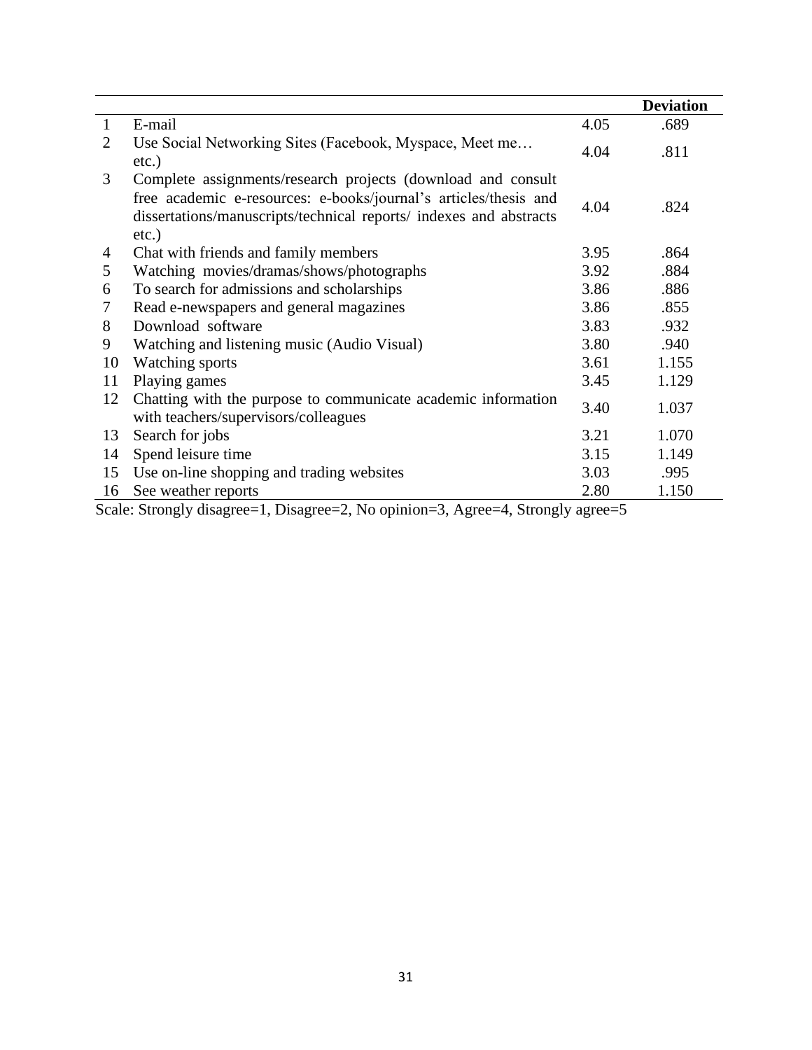| | | | Deviation |
|---|---|---|---|
| 1 | E-mail | 4.05 | .689 |
| 2 | Use Social Networking Sites (Facebook, Myspace, Meet me… etc.) | 4.04 | .811 |
| 3 | Complete assignments/research projects (download and consult free academic e-resources: e-books/journal's articles/thesis and dissertations/manuscripts/technical reports/ indexes and abstracts etc.) | 4.04 | .824 |
| 4 | Chat with friends and family members | 3.95 | .864 |
| 5 | Watching movies/dramas/shows/photographs | 3.92 | .884 |
| 6 | To search for admissions and scholarships | 3.86 | .886 |
| 7 | Read e-newspapers and general magazines | 3.86 | .855 |
| 8 | Download software | 3.83 | .932 |
| 9 | Watching and listening music (Audio Visual) | 3.80 | .940 |
| 10 | Watching sports | 3.61 | 1.155 |
| 11 | Playing games | 3.45 | 1.129 |
| 12 | Chatting with the purpose to communicate academic information with teachers/supervisors/colleagues | 3.40 | 1.037 |
| 13 | Search for jobs | 3.21 | 1.070 |
| 14 | Spend leisure time | 3.15 | 1.149 |
| 15 | Use on-line shopping and trading websites | 3.03 | .995 |
| 16 | See weather reports | 2.80 | 1.150 |

Scale: Strongly disagree=1, Disagree=2, No opinion=3, Agree=4, Strongly agree=5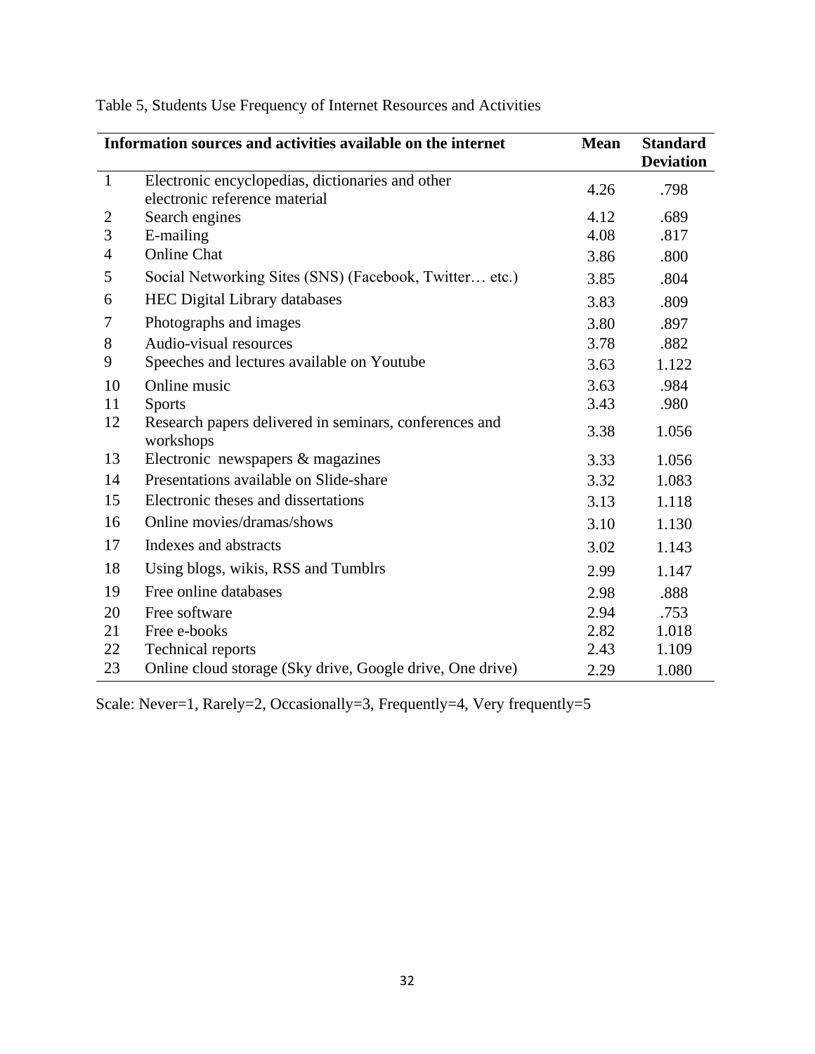Table 5, Students Use Frequency of Internet Resources and Activities

| | Information sources and activities available on the internet | Mean | Standard Deviation |
|---|---|---|---|
| 1 | Electronic encyclopedias, dictionaries and other electronic reference material | 4.26 | .798 |
| 2 | Search engines | 4.12 | .689 |
| 3 | E-mailing | 4.08 | .817 |
| 4 | Online Chat | 3.86 | .800 |
| 5 | Social Networking Sites (SNS) (Facebook, Twitter… etc.) | 3.85 | .804 |
| 6 | HEC Digital Library databases | 3.83 | .809 |
| 7 | Photographs and images | 3.80 | .897 |
| 8 | Audio-visual resources | 3.78 | .882 |
| 9 | Speeches and lectures available on Youtube | 3.63 | 1.122 |
| 10 | Online music | 3.63 | .984 |
| 11 | Sports | 3.43 | .980 |
| 12 | Research papers delivered in seminars, conferences and workshops | 3.38 | 1.056 |
| 13 | Electronic newspapers & magazines | 3.33 | 1.056 |
| 14 | Presentations available on Slide-share | 3.32 | 1.083 |
| 15 | Electronic theses and dissertations | 3.13 | 1.118 |
| 16 | Online movies/dramas/shows | 3.10 | 1.130 |
| 17 | Indexes and abstracts | 3.02 | 1.143 |
| 18 | Using blogs, wikis, RSS and Tumblrs | 2.99 | 1.147 |
| 19 | Free online databases | 2.98 | .888 |
| 20 | Free software | 2.94 | .753 |
| 21 | Free e-books | 2.82 | 1.018 |
| 22 | Technical reports | 2.43 | 1.109 |
| 23 | Online cloud storage (Sky drive, Google drive, One drive) | 2.29 | 1.080 |

Scale: Never=1, Rarely=2, Occasionally=3, Frequently=4, Very frequently=5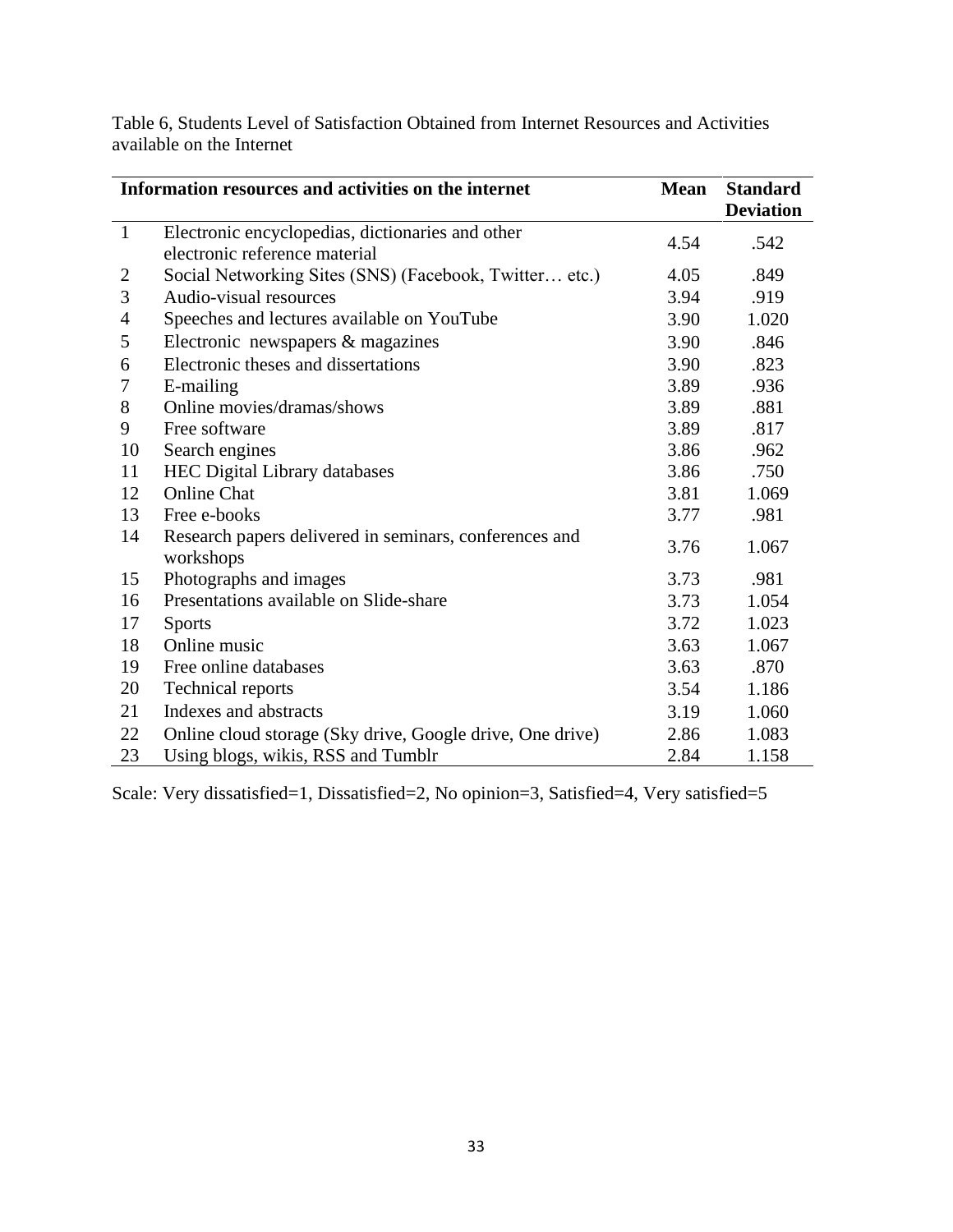Table 6, Students Level of Satisfaction Obtained from Internet Resources and Activities available on the Internet

| | Information resources and activities on the internet | Mean | Standard Deviation |
|---|---|---|---|
| 1 | Electronic encyclopedias, dictionaries and other electronic reference material | 4.54 | .542 |
| 2 | Social Networking Sites (SNS) (Facebook, Twitter… etc.) | 4.05 | .849 |
| 3 | Audio-visual resources | 3.94 | .919 |
| 4 | Speeches and lectures available on YouTube | 3.90 | 1.020 |
| 5 | Electronic newspapers & magazines | 3.90 | .846 |
| 6 | Electronic theses and dissertations | 3.90 | .823 |
| 7 | E-mailing | 3.89 | .936 |
| 8 | Online movies/dramas/shows | 3.89 | .881 |
| 9 | Free software | 3.89 | .817 |
| 10 | Search engines | 3.86 | .962 |
| 11 | HEC Digital Library databases | 3.86 | .750 |
| 12 | Online Chat | 3.81 | 1.069 |
| 13 | Free e-books | 3.77 | .981 |
| 14 | Research papers delivered in seminars, conferences and workshops | 3.76 | 1.067 |
| 15 | Photographs and images | 3.73 | .981 |
| 16 | Presentations available on Slide-share | 3.73 | 1.054 |
| 17 | Sports | 3.72 | 1.023 |
| 18 | Online music | 3.63 | 1.067 |
| 19 | Free online databases | 3.63 | .870 |
| 20 | Technical reports | 3.54 | 1.186 |
| 21 | Indexes and abstracts | 3.19 | 1.060 |
| 22 | Online cloud storage (Sky drive, Google drive, One drive) | 2.86 | 1.083 |
| 23 | Using blogs, wikis, RSS and Tumblr | 2.84 | 1.158 |

Scale: Very dissatisfied=1, Dissatisfied=2, No opinion=3, Satisfied=4, Very satisfied=5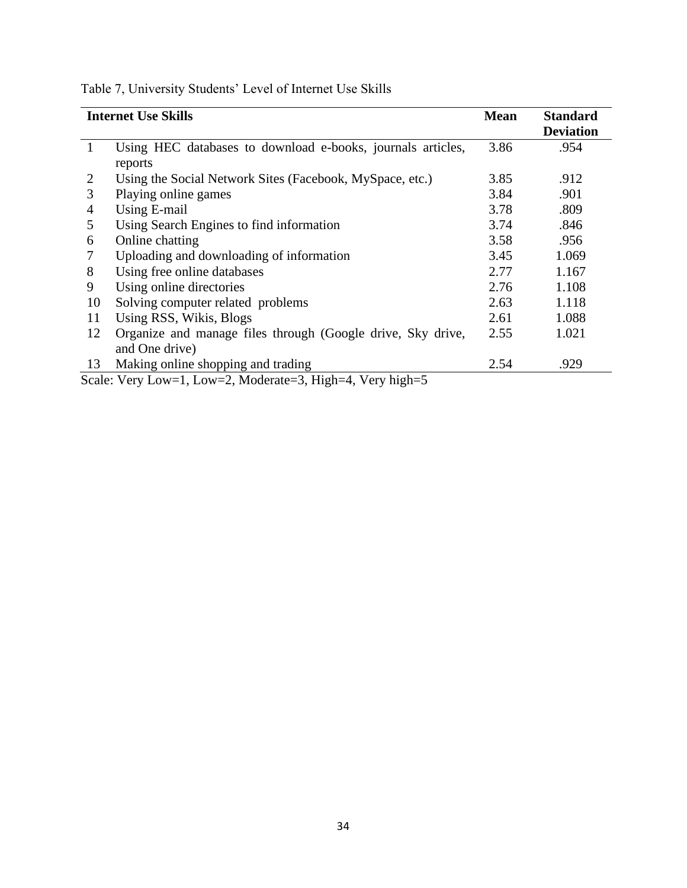Table 7, University Students' Level of Internet Use Skills

| | Internet Use Skills | Mean | Standard Deviation |
|---|---|---|---|
| 1 | Using HEC databases to download e-books, journals articles, reports | 3.86 | .954 |
| 2 | Using the Social Network Sites (Facebook, MySpace, etc.) | 3.85 | .912 |
| 3 | Playing online games | 3.84 | .901 |
| 4 | Using E-mail | 3.78 | .809 |
| 5 | Using Search Engines to find information | 3.74 | .846 |
| 6 | Online chatting | 3.58 | .956 |
| 7 | Uploading and downloading of information | 3.45 | 1.069 |
| 8 | Using free online databases | 2.77 | 1.167 |
| 9 | Using online directories | 2.76 | 1.108 |
| 10 | Solving computer related problems | 2.63 | 1.118 |
| 11 | Using RSS, Wikis, Blogs | 2.61 | 1.088 |
| 12 | Organize and manage files through (Google drive, Sky drive, and One drive) | 2.55 | 1.021 |
| 13 | Making online shopping and trading | 2.54 | .929 |

Scale: Very Low=1, Low=2, Moderate=3, High=4, Very high=5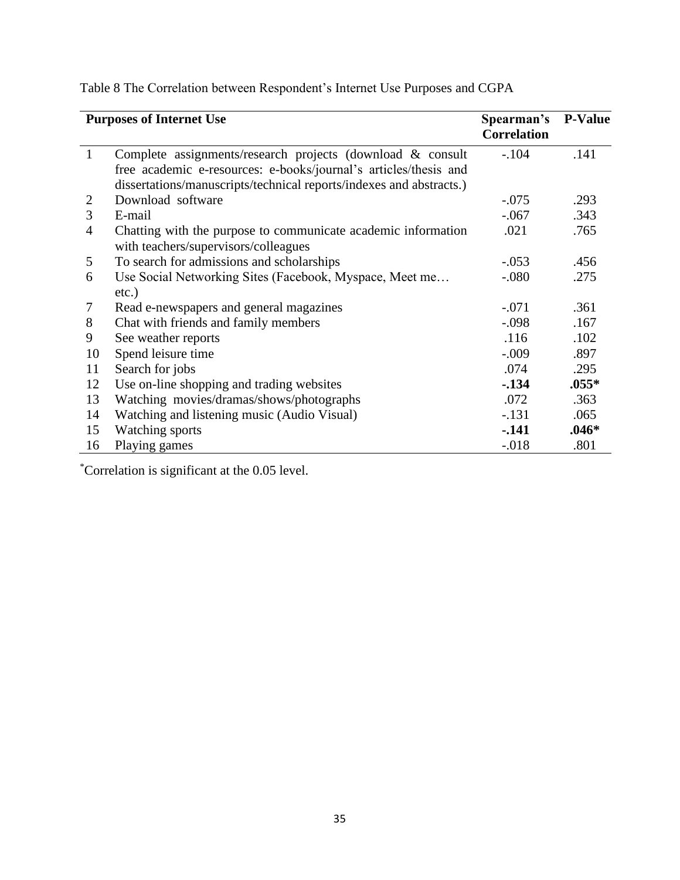Table 8 The Correlation between Respondent's Internet Use Purposes and CGPA

| | Purposes of Internet Use | Spearman's Correlation | P-Value |
|---|---|---|---|
| 1 | Complete assignments/research projects (download & consult free academic e-resources: e-books/journal's articles/thesis and dissertations/manuscripts/technical reports/indexes and abstracts.) | -.104 | .141 |
| 2 | Download software | -.075 | .293 |
| 3 | E-mail | -.067 | .343 |
| 4 | Chatting with the purpose to communicate academic information with teachers/supervisors/colleagues | .021 | .765 |
| 5 | To search for admissions and scholarships | -.053 | .456 |
| 6 | Use Social Networking Sites (Facebook, Myspace, Meet me… etc.) | -.080 | .275 |
| 7 | Read e-newspapers and general magazines | -.071 | .361 |
| 8 | Chat with friends and family members | -.098 | .167 |
| 9 | See weather reports | .116 | .102 |
| 10 | Spend leisure time | -.009 | .897 |
| 11 | Search for jobs | .074 | .295 |
| 12 | Use on-line shopping and trading websites | **-.134** | **.055*** |
| 13 | Watching movies/dramas/shows/photographs | .072 | .363 |
| 14 | Watching and listening music (Audio Visual) | -.131 | .065 |
| 15 | Watching sports | **-.141** | **.046*** |
| 16 | Playing games | -.018 | .801 |

*Correlation is significant at the 0.05 level.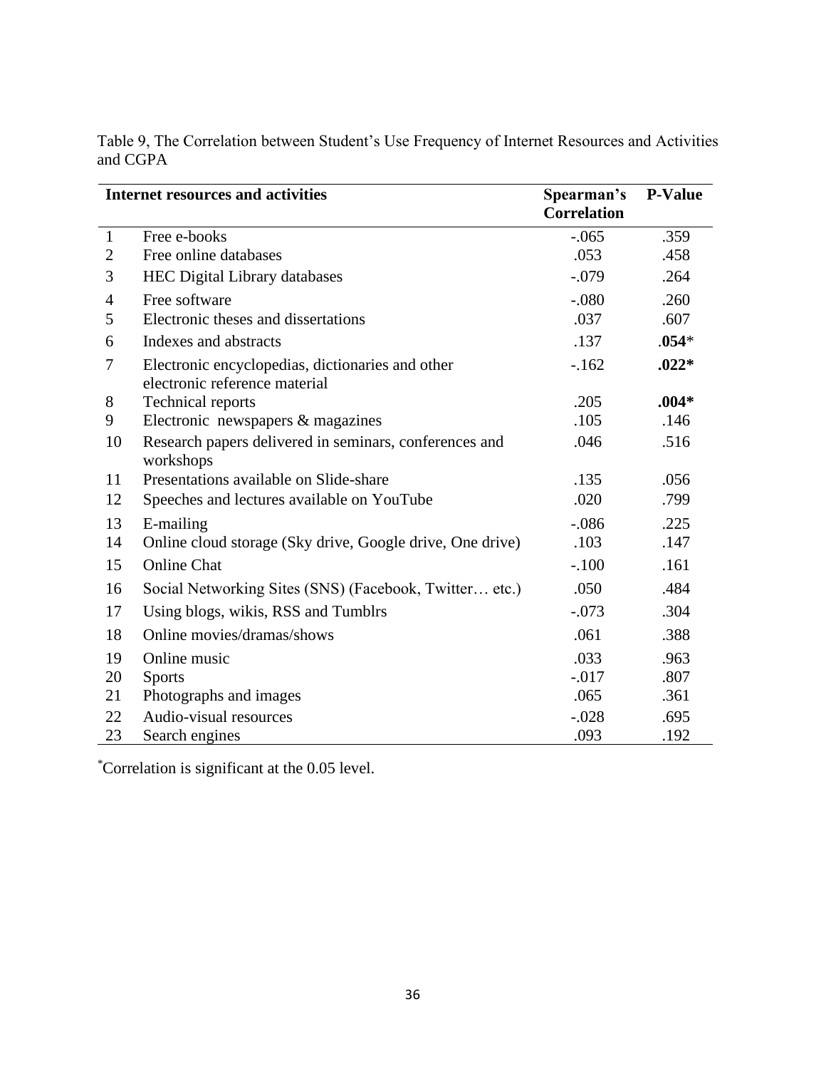Table 9, The Correlation between Student's Use Frequency of Internet Resources and Activities and CGPA

| | Internet resources and activities | Spearman's Correlation | P-Value |
|---|---|---|---|
| 1 | Free e-books | -.065 | .359 |
| 2 | Free online databases | .053 | .458 |
| 3 | HEC Digital Library databases | -.079 | .264 |
| 4 | Free software | -.080 | .260 |
| 5 | Electronic theses and dissertations | .037 | .607 |
| 6 | Indexes and abstracts | .137 | **.054*** |
| 7 | Electronic encyclopedias, dictionaries and other electronic reference material | -.162 | **.022*** |
| 8 | Technical reports | .205 | **.004*** |
| 9 | Electronic newspapers & magazines | .105 | .146 |
| 10 | Research papers delivered in seminars, conferences and workshops | .046 | .516 |
| 11 | Presentations available on Slide-share | .135 | .056 |
| 12 | Speeches and lectures available on YouTube | .020 | .799 |
| 13 | E-mailing | -.086 | .225 |
| 14 | Online cloud storage (Sky drive, Google drive, One drive) | .103 | .147 |
| 15 | Online Chat | -.100 | .161 |
| 16 | Social Networking Sites (SNS) (Facebook, Twitter… etc.) | .050 | .484 |
| 17 | Using blogs, wikis, RSS and Tumblrs | -.073 | .304 |
| 18 | Online movies/dramas/shows | .061 | .388 |
| 19 | Online music | .033 | .963 |
| 20 | Sports | -.017 | .807 |
| 21 | Photographs and images | .065 | .361 |
| 22 | Audio-visual resources | -.028 | .695 |
| 23 | Search engines | .093 | .192 |

*Correlation is significant at the 0.05 level.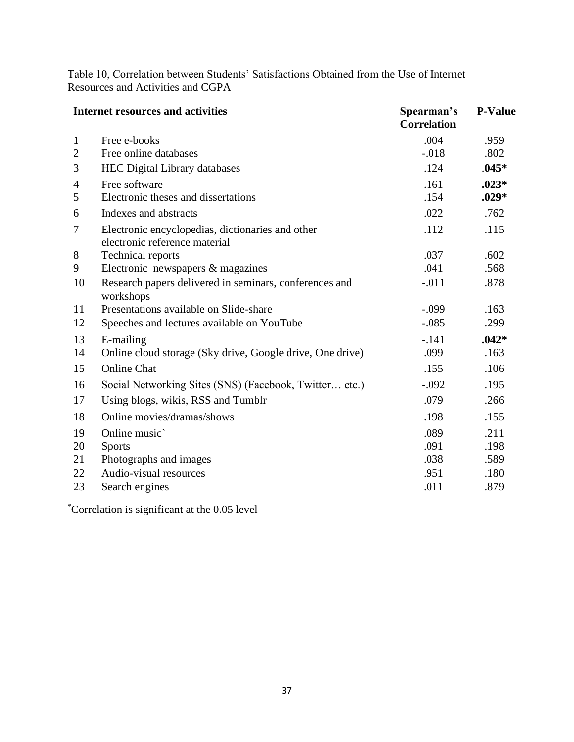Table 10, Correlation between Students' Satisfactions Obtained from the Use of Internet Resources and Activities and CGPA

| | Internet resources and activities | Spearman's Correlation | P-Value |
|---|---|---|---|
| 1 | Free e-books | .004 | .959 |
| 2 | Free online databases | -.018 | .802 |
| 3 | HEC Digital Library databases | .124 | **.045*** |
| 4 | Free software | .161 | **.023*** |
| 5 | Electronic theses and dissertations | .154 | **.029*** |
| 6 | Indexes and abstracts | .022 | .762 |
| 7 | Electronic encyclopedias, dictionaries and other electronic reference material | .112 | .115 |
| 8 | Technical reports | .037 | .602 |
| 9 | Electronic newspapers & magazines | .041 | .568 |
| 10 | Research papers delivered in seminars, conferences and workshops | -.011 | .878 |
| 11 | Presentations available on Slide-share | -.099 | .163 |
| 12 | Speeches and lectures available on YouTube | -.085 | .299 |
| 13 | E-mailing | -.141 | **.042*** |
| 14 | Online cloud storage (Sky drive, Google drive, One drive) | .099 | .163 |
| 15 | Online Chat | .155 | .106 |
| 16 | Social Networking Sites (SNS) (Facebook, Twitter… etc.) | -.092 | .195 |
| 17 | Using blogs, wikis, RSS and Tumblr | .079 | .266 |
| 18 | Online movies/dramas/shows | .198 | .155 |
| 19 | Online music` | .089 | .211 |
| 20 | Sports | .091 | .198 |
| 21 | Photographs and images | .038 | .589 |
| 22 | Audio-visual resources | .951 | .180 |
| 23 | Search engines | .011 | .879 |

*Correlation is significant at the 0.05 level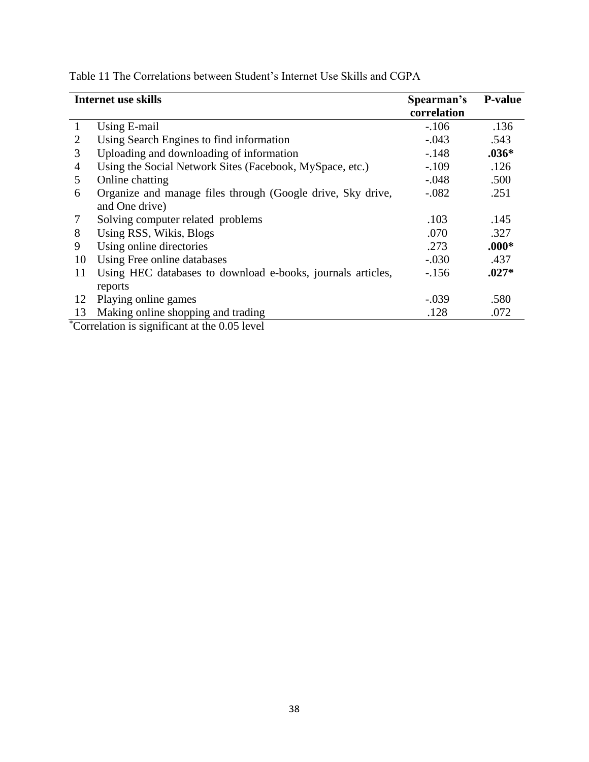Table 11 The Correlations between Student's Internet Use Skills and CGPA

| | Internet use skills | Spearman's correlation | P-value |
|---|---|---|---|
| 1 | Using E-mail | -.106 | .136 |
| 2 | Using Search Engines to find information | -.043 | .543 |
| 3 | Uploading and downloading of information | -.148 | **.036*** |
| 4 | Using the Social Network Sites (Facebook, MySpace, etc.) | -.109 | .126 |
| 5 | Online chatting | -.048 | .500 |
| 6 | Organize and manage files through (Google drive, Sky drive, and One drive) | -.082 | .251 |
| 7 | Solving computer related problems | .103 | .145 |
| 8 | Using RSS, Wikis, Blogs | .070 | .327 |
| 9 | Using online directories | .273 | **.000*** |
| 10 | Using Free online databases | -.030 | .437 |
| 11 | Using HEC databases to download e-books, journals articles, reports | -.156 | **.027*** |
| 12 | Playing online games | -.039 | .580 |
| 13 | Making online shopping and trading | .128 | .072 |

*Correlation is significant at the 0.05 level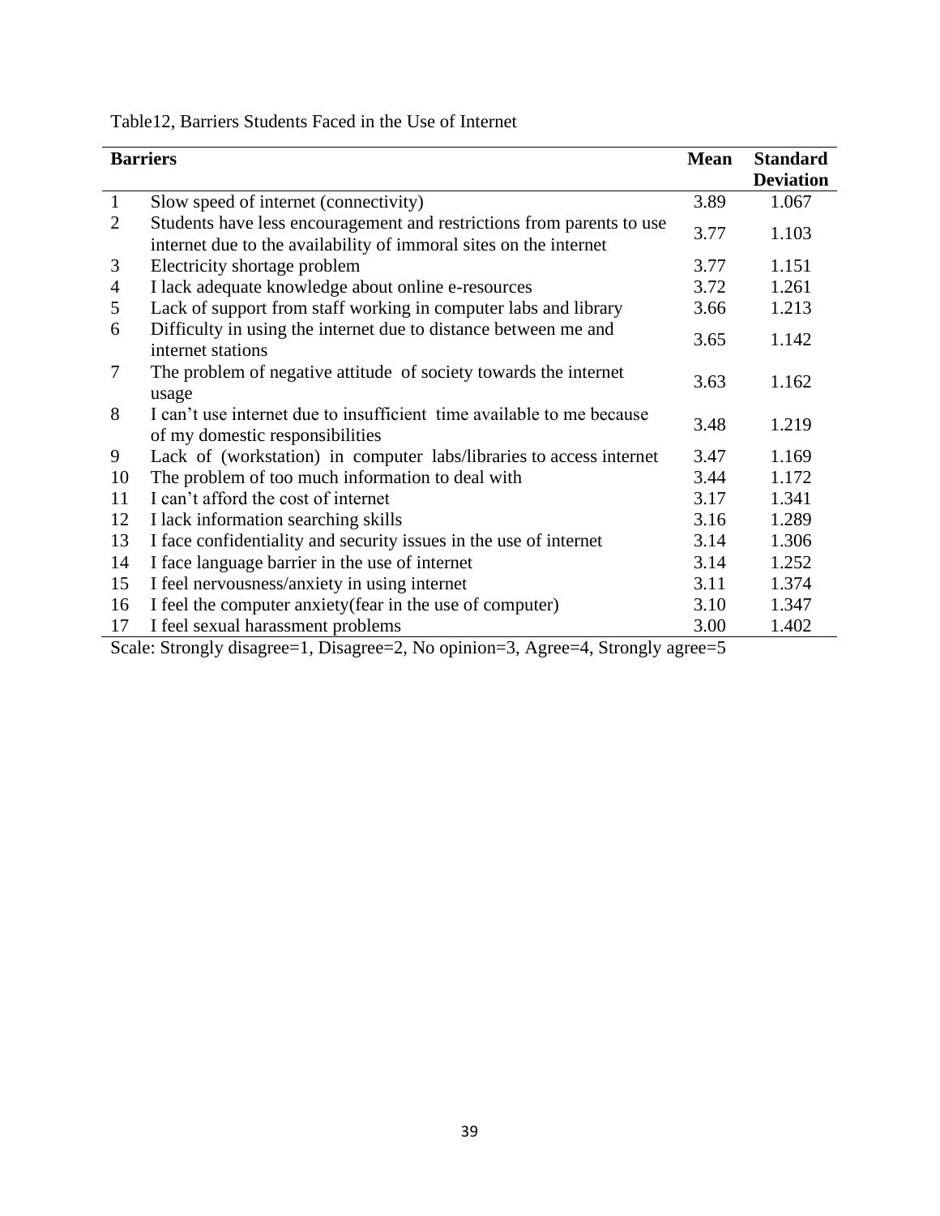Table12, Barriers Students Faced in the Use of Internet

| | **Barriers** | **Mean** | **Standard Deviation** |
|---|---|---|---|
| 1 | Slow speed of internet (connectivity) | 3.89 | 1.067 |
| 2 | Students have less encouragement and restrictions from parents to use internet due to the availability of immoral sites on the internet | 3.77 | 1.103 |
| 3 | Electricity shortage problem | 3.77 | 1.151 |
| 4 | I lack adequate knowledge about online e-resources | 3.72 | 1.261 |
| 5 | Lack of support from staff working in computer labs and library | 3.66 | 1.213 |
| 6 | Difficulty in using the internet due to distance between me and internet stations | 3.65 | 1.142 |
| 7 | The problem of negative attitude of society towards the internet usage | 3.63 | 1.162 |
| 8 | I can't use internet due to insufficient time available to me because of my domestic responsibilities | 3.48 | 1.219 |
| 9 | Lack of (workstation) in computer labs/libraries to access internet | 3.47 | 1.169 |
| 10 | The problem of too much information to deal with | 3.44 | 1.172 |
| 11 | I can't afford the cost of internet | 3.17 | 1.341 |
| 12 | I lack information searching skills | 3.16 | 1.289 |
| 13 | I face confidentiality and security issues in the use of internet | 3.14 | 1.306 |
| 14 | I face language barrier in the use of internet | 3.14 | 1.252 |
| 15 | I feel nervousness/anxiety in using internet | 3.11 | 1.374 |
| 16 | I feel the computer anxiety(fear in the use of computer) | 3.10 | 1.347 |
| 17 | I feel sexual harassment problems | 3.00 | 1.402 |

Scale: Strongly disagree=1, Disagree=2, No opinion=3, Agree=4, Strongly agree=5